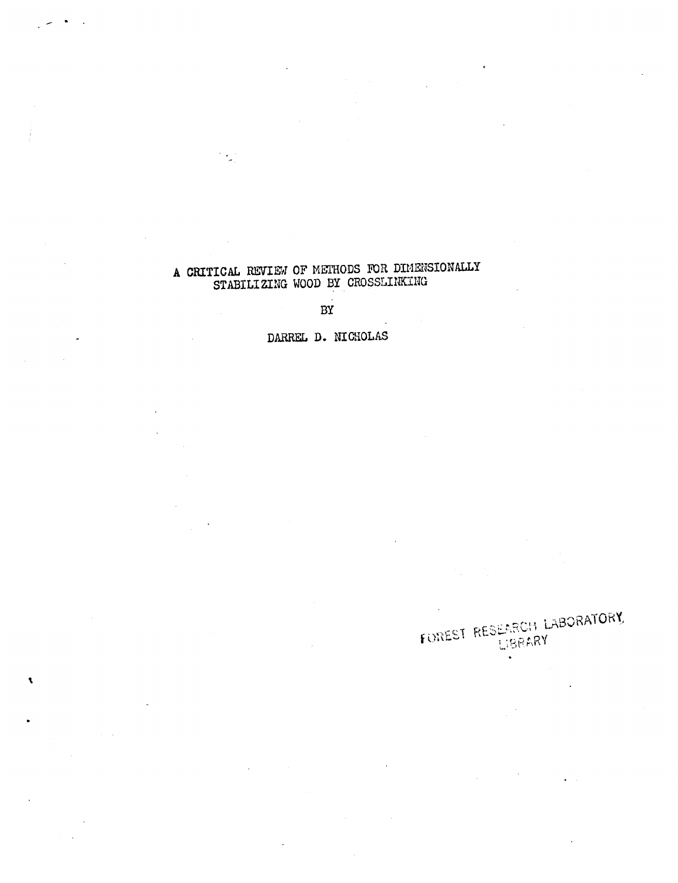# A CRITICAL REVIEW OF METHODS FOR DIMENSIONALLY STABILIZING WOOD BY CROSSLINKING

BY

DARREL D. NICHOLAS

FOREST RESEARCH LABORATORY LIBRARY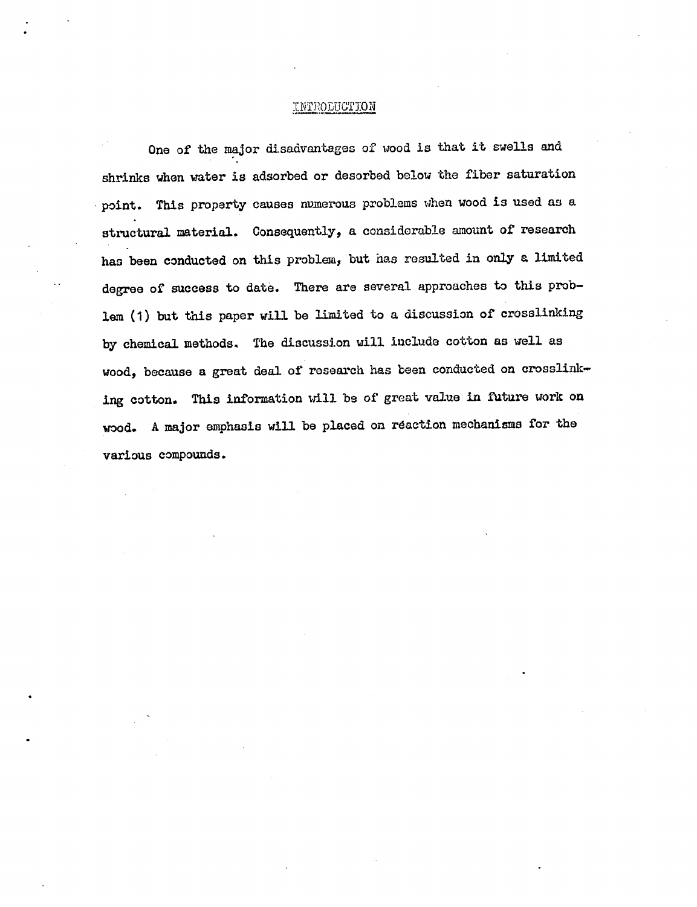# INTRODUCTION

One of the major disadvantages of wood is that it swells and shrinks when water is adsorbed or desorbed below the fiber saturation point. This property causes numerous problems when wood is used as a structural material. Consequently, a considerable amount of research has been conducted on this problem, but has resulted in only a limited degree of success to date. There are several approaches to this problem (1) but this paper will be limited to a discussion of crosslinking by chemical methods. The discussion will include cotton as well as wood, because a great deal of research has been conducted on crosslinking cotton. This information will be of great value in future work on wood. A major emphasis will be placed on reaction mechanisms for the various compounds.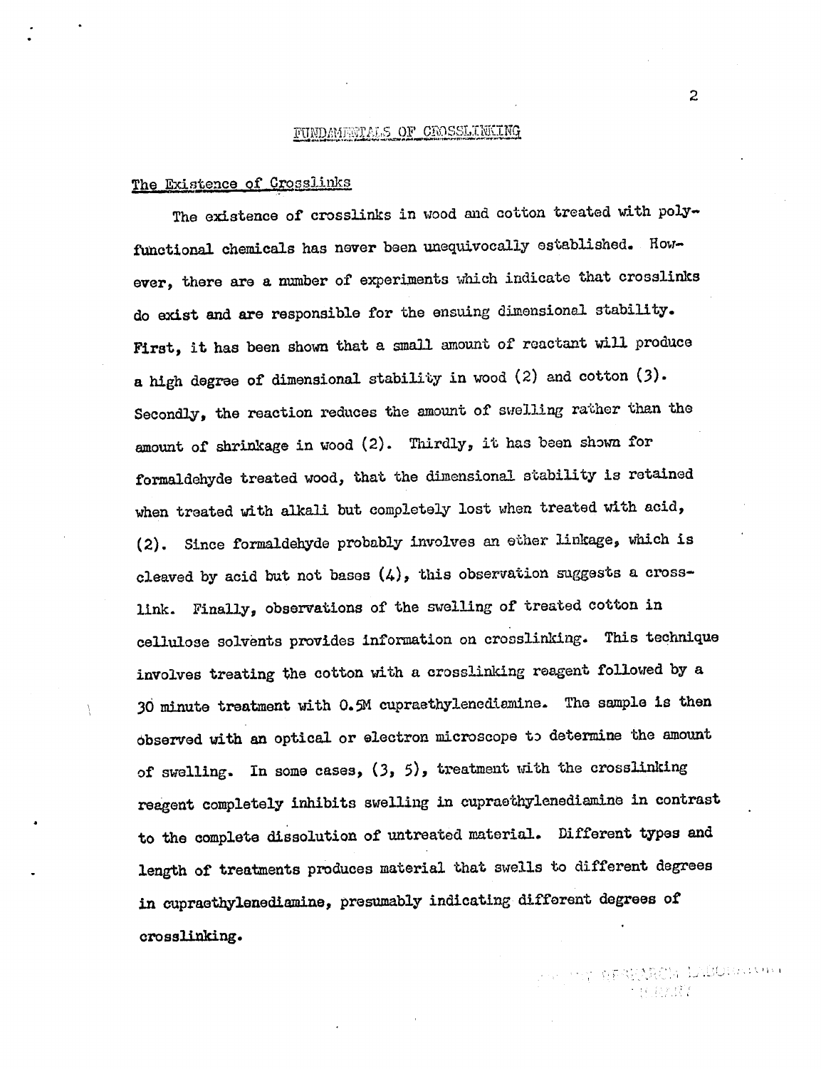## FUNDAMENTALS OF CROSSLINKING

### The Existence of Crosslinks

The existence of crosslinks in wood and cotton treated with polyfunctional chemicals has never been unequivocally established. However, there are a number of experiments which indicate that crosslinks do exist and are responsible for the ensuing dimensional stability. First, it has been shown that a small amount of reactant will produce a high degree of dimensional stability in wood (2) and cotton (3). Secondly, the reaction reduces the amount of swelling rather than the amount of shrinkage in wood (2). Thirdly, it has been shown for formaldehyde treated wood, that the dimensional stability is retained when treated with alkali but completely lost when treated with acid, (2). Since formaldehyde probably involves an ether linkage, which is cleaved by acid but not bases (4), this observation suggests a crosslink. Finally, observations of the swelling of treated cotton in cellulose solvents provides information on crosslinking. This technique involves treating the cotton with a crosslinking reagent followed by a 30 minute treatment with 0.5M cupraethylenediamine. The sample is then observed with an optical or electron microscope to determine the amount of swelling. In some cases, (3, 5), treatment with the crosslinking reagent completely inhibits swelling in cupraethylenediamine in contrast to the complete dissolution of untreated material. Different types and length of treatments produces material that swells to different degrees in cupraethylenediamine, presumably indicating different degrees of crosslinking.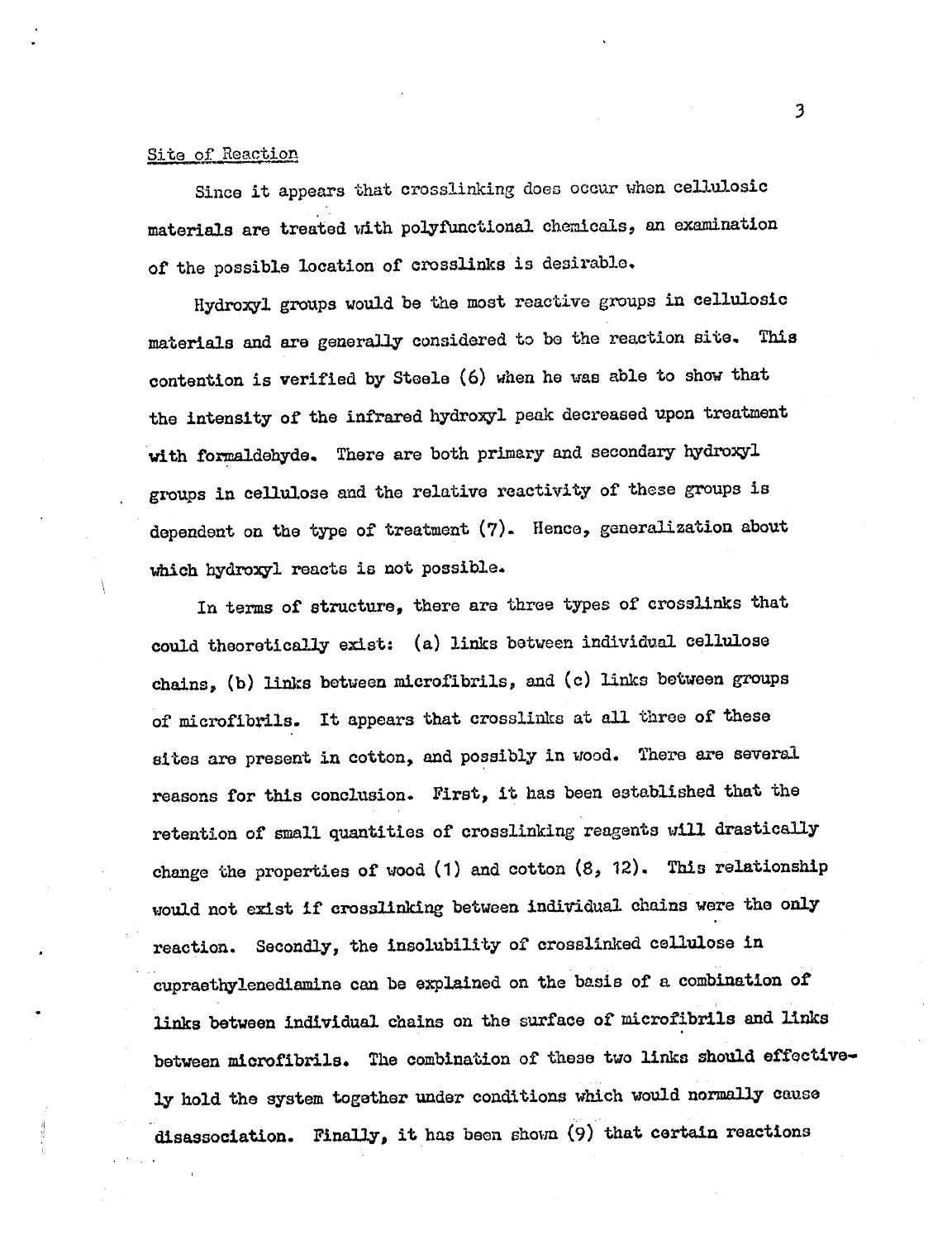## Site of Reaction

Since it appears that crosslinking does occur when cellulosic materials are treated with polyfunctional chemicals, an examination of the possible location of crosslinks is desirable.

Hydroxyl groups would be the most reactive groups in cellulosic materials and are generally considered to be the reaction site. This contention is verified by Steele (6) when he was able to show that the intensity of the infrared hydroxyl peak decreased upon treatment with formaldehyde. There are both primary and secondary hydroxyl groups in cellulose and the relative reactivity of these groups is dependent on the type of treatment (7). Hence, generalization about which hydroxyl reacts is not possible.

In terms of structure, there are three types of crosslinks that could theoretically exist: (a) links between individual cellulose chains, (b) links between microfibrils, and (c) links between groups of microfibrils. It appears that crosslinks at all three of these sites are present in cotton, and possibly in wood. There are several reasons for this conclusion. First, it has been established that the retention of small quantities of crosslinking reagents will drastically change the properties of wood (1) and cotton (8, 12). This relationship would not exist if crosslinking between individual chains were the only reaction. Secondly, the insolubility of crosslinked cellulose in cupraethylenediamine can be explained on the basis of a combination of links between individual chains on the surface of microfibrils and links between microfibrils. The combination of these two links should effectively hold the system together under conditions which would normally cause disassociation. Finally, it has been shown (9) that certain reactions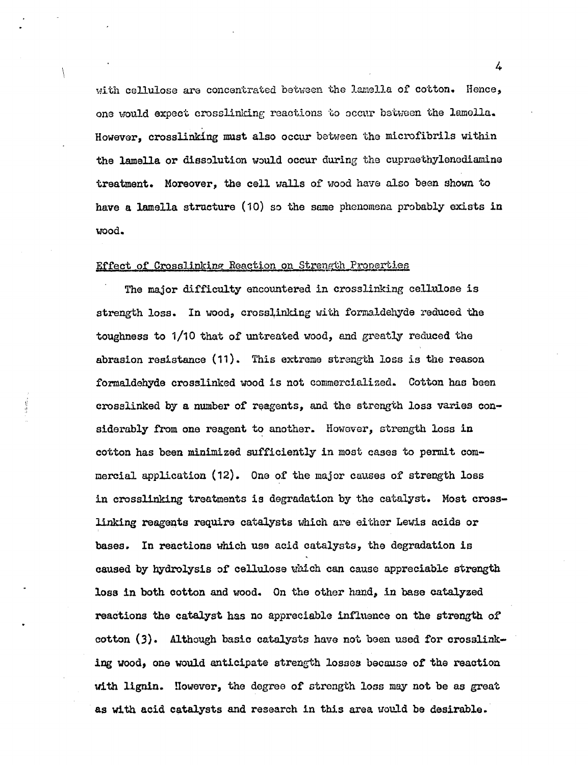with cellulose are concentrated between the lamella of cotton. Hence, one would expect crosslinking reactions to occur between the lamella. However, crosslinking must also occur between the microfibrils within the lamella or dissolution would occur during the cupraethylenediamine treatment. Moreover, the cell walls of wood have also been shown to have a lamella structure (10) so the same phenomena probably exists in wood.

## Effect of Crosslinking Reaction on Strength Properties

The major difficulty encountered in crosslinking cellulose is strength loss. In wood, crosslinking with formaldehyde reduced the toughness to 1/10 that of untreated wood, and greatly reduced the abrasion resistance (11). This extreme strength loss is the reason formaldehyde crosslinked wood is not commercialized. Cotton has been crosslinked by a number of reagents, and the strength loss varies considerably from one reagent to another. However, strength loss in cotton has been minimized sufficiently in most cases to permit commercial application (12). One of the major causes of strength loss in crosslinking treatments is degradation by the catalyst. Most crosslinking reagents require catalysts which are either Lewis acids or bases. In reactions which use acid catalysts, the degradation is caused by hydrolysis of cellulose which can cause appreciable strength loss in both cotton and wood. On the other hand, in base catalyzed reactions the catalyst has no appreciable influence on the strength of cotton (3). Although basic catalysts have not been used for crosslinking wood, one would anticipate strength losses because of the reaction with lignin. However, the degree of strength loss may not be as great as with acid catalysts and research in this area would be desirable.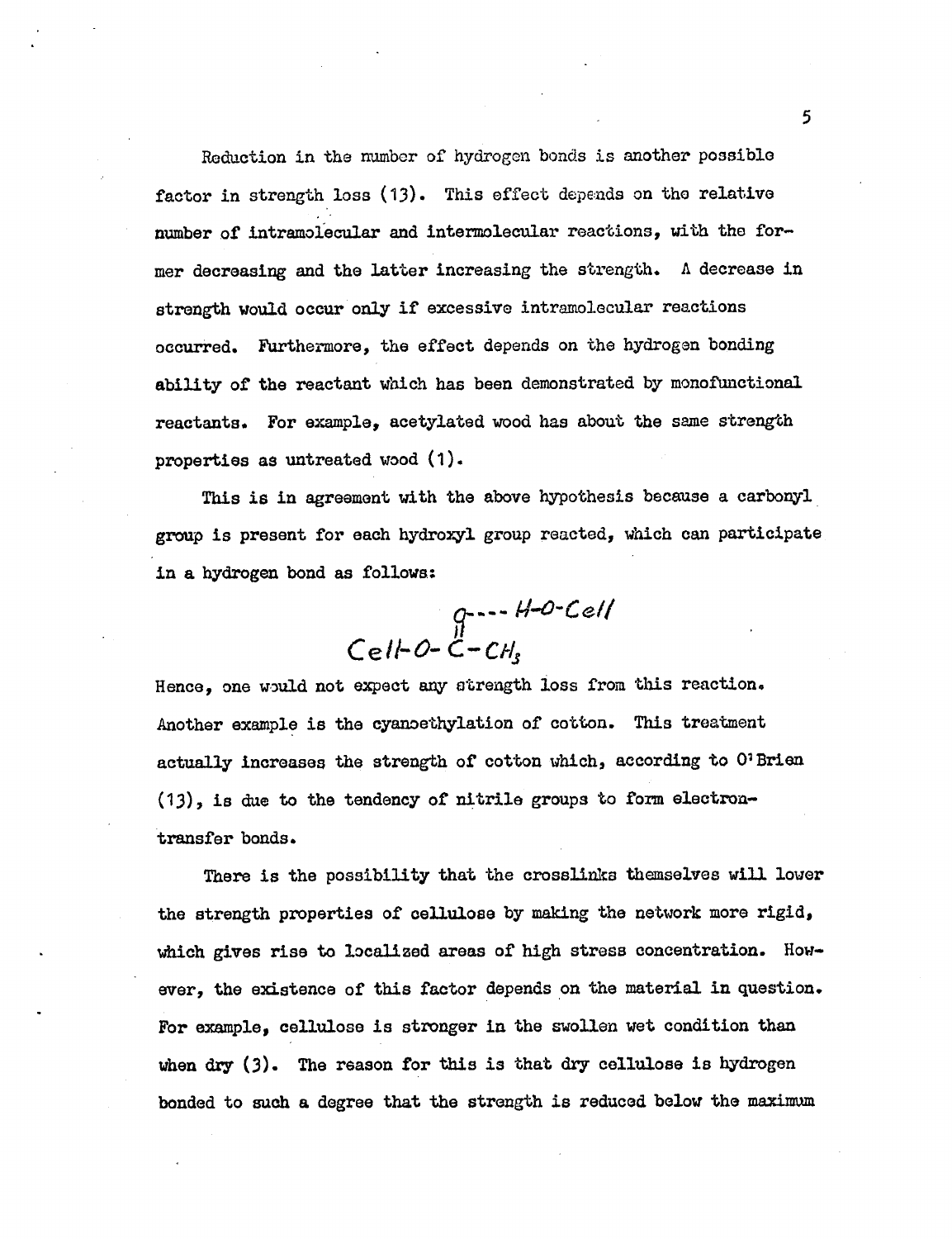Reduction in the number of hydrogen bonds is another possible factor in strength loss (13). This effect depends on the relative number of intramolecular and intermolecular reactions, with the former decreasing and the latter increasing the strength. A decrease in strength would occur only if excessive intramolecular reactions occurred. Furthermore, the effect depends on the hydrogen bonding ability of the reactant which has been demonstrated by monofunctional reactants. For example, acetylated wood has about the same strength properties as untreated wood (1).

This is in agreement with the above hypothesis because a carbonyl group is present for each hydroxyl group reacted, which can participate in a hydrogen bond as follows:

$$\begin{array}{c} O\cdots H\text{-}O\text{-}Cell \\ \| \\ Cell\text{-}O\text{-}C\text{-}CH_3 \end{array}$$

Hence, one would not expect any strength loss from this reaction. Another example is the cyanoethylation of cotton. This treatment actually increases the strength of cotton which, according to O'Brien (13), is due to the tendency of nitrile groups to form electron-transfer bonds.

There is the possibility that the crosslinks themselves will lower the strength properties of cellulose by making the network more rigid, which gives rise to localized areas of high stress concentration. However, the existence of this factor depends on the material in question. For example, cellulose is stronger in the swollen wet condition than when dry (3). The reason for this is that dry cellulose is hydrogen bonded to such a degree that the strength is reduced below the maximum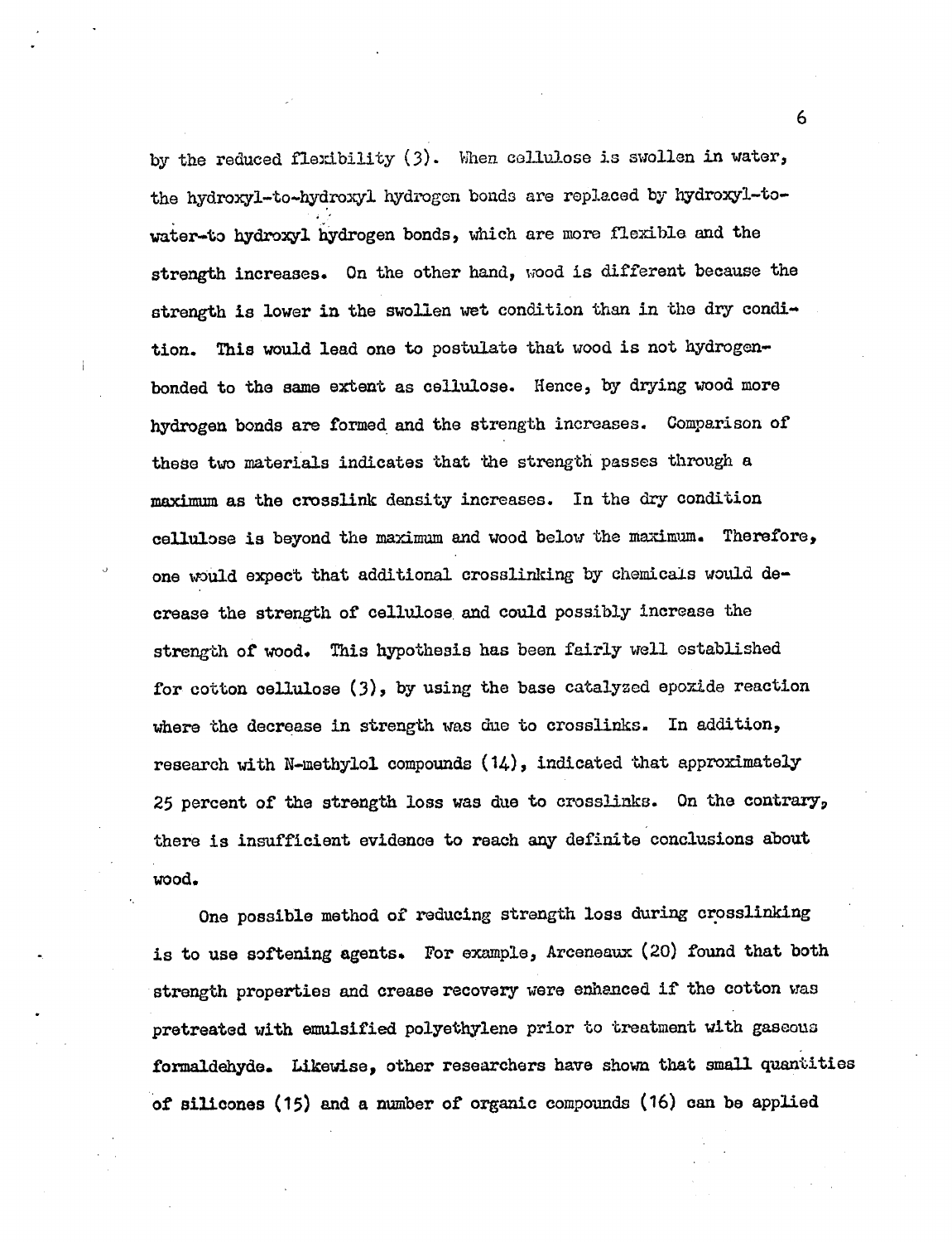by the reduced flexibility (3). When cellulose is swollen in water, the hydroxyl-to-hydroxyl hydrogen bonds are replaced by hydroxyl-to-water-to hydroxyl hydrogen bonds, which are more flexible and the strength increases. On the other hand, wood is different because the strength is lower in the swollen wet condition than in the dry condition. This would lead one to postulate that wood is not hydrogen-bonded to the same extent as cellulose. Hence, by drying wood more hydrogen bonds are formed and the strength increases. Comparison of these two materials indicates that the strength passes through a maximum as the crosslink density increases. In the dry condition cellulose is beyond the maximum and wood below the maximum. Therefore, one would expect that additional crosslinking by chemicals would decrease the strength of cellulose and could possibly increase the strength of wood. This hypothesis has been fairly well established for cotton cellulose (3), by using the base catalyzed epoxide reaction where the decrease in strength was due to crosslinks. In addition, research with N-methylol compounds (14), indicated that approximately 25 percent of the strength loss was due to crosslinks. On the contrary, there is insufficient evidence to reach any definite conclusions about wood.

One possible method of reducing strength loss during crosslinking is to use softening agents. For example, Arceneaux (20) found that both strength properties and crease recovery were enhanced if the cotton was pretreated with emulsified polyethylene prior to treatment with gaseous formaldehyde. Likewise, other researchers have shown that small quantities of silicones (15) and a number of organic compounds (16) can be applied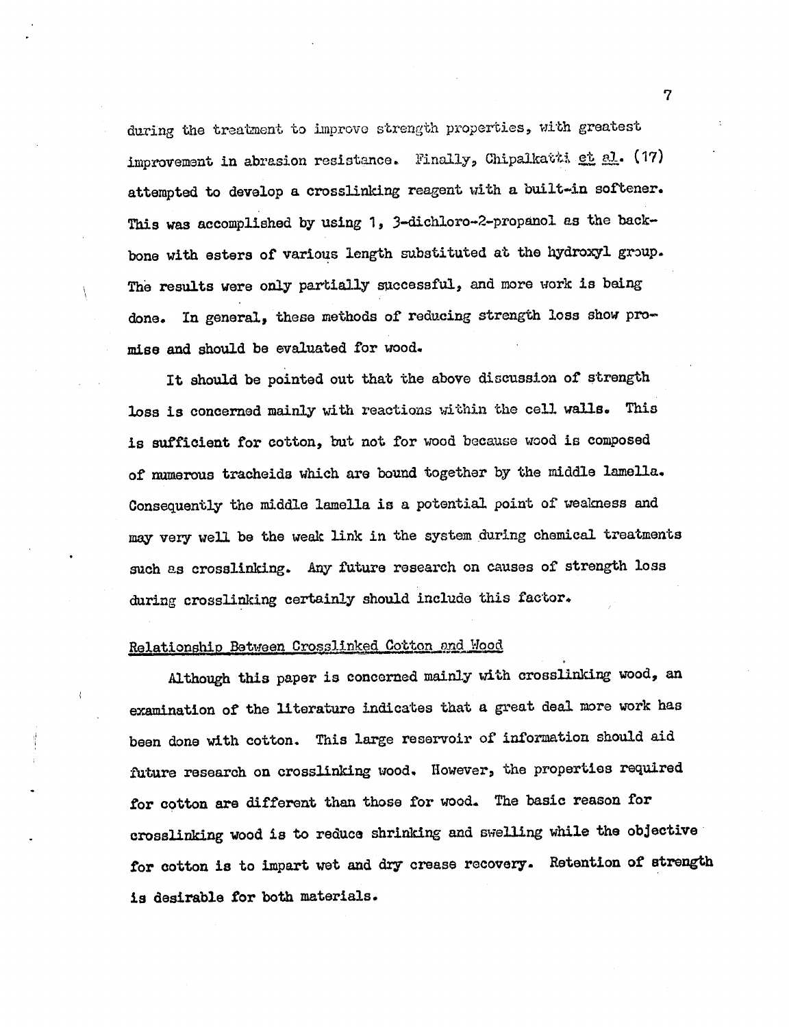during the treatment to improve strength properties, with greatest improvement in abrasion resistance. Finally, Chipalkatti *et al.* (17) attempted to develop a crosslinking reagent with a built-in softener. This was accomplished by using 1, 3-dichloro-2-propanol as the backbone with esters of various length substituted at the hydroxyl group. The results were only partially successful, and more work is being done. In general, these methods of reducing strength loss show promise and should be evaluated for wood.

It should be pointed out that the above discussion of strength loss is concerned mainly with reactions within the cell walls. This is sufficient for cotton, but not for wood because wood is composed of numerous tracheids which are bound together by the middle lamella. Consequently the middle lamella is a potential point of weakness and may very well be the weak link in the system during chemical treatments such as crosslinking. Any future research on causes of strength loss during crosslinking certainly should include this factor.

## Relationship Between Crosslinked Cotton and Wood

Although this paper is concerned mainly with crosslinking wood, an examination of the literature indicates that a great deal more work has been done with cotton. This large reservoir of information should aid future research on crosslinking wood. However, the properties required for cotton are different than those for wood. The basic reason for crosslinking wood is to reduce shrinking and swelling while the objective for cotton is to impart wet and dry crease recovery. Retention of strength is desirable for both materials.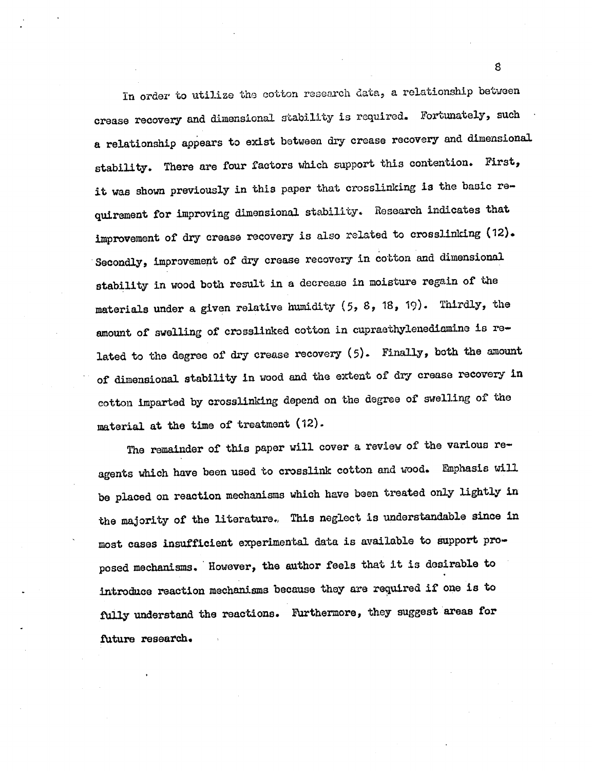In order to utilize the cotton research data, a relationship between crease recovery and dimensional stability is required. Fortunately, such a relationship appears to exist between dry crease recovery and dimensional stability. There are four factors which support this contention. First, it was shown previously in this paper that crosslinking is the basic requirement for improving dimensional stability. Research indicates that improvement of dry crease recovery is also related to crosslinking (12). Secondly, improvement of dry crease recovery in cotton and dimensional stability in wood both result in a decrease in moisture regain of the materials under a given relative humidity (5, 8, 18, 19). Thirdly, the amount of swelling of crosslinked cotton in cupraethylenediamine is related to the degree of dry crease recovery (5). Finally, both the amount of dimensional stability in wood and the extent of dry crease recovery in cotton imparted by crosslinking depend on the degree of swelling of the material at the time of treatment (12).

The remainder of this paper will cover a review of the various reagents which have been used to crosslink cotton and wood. Emphasis will be placed on reaction mechanisms which have been treated only lightly in the majority of the literature. This neglect is understandable since in most cases insufficient experimental data is available to support proposed mechanisms. However, the author feels that it is desirable to introduce reaction mechanisms because they are required if one is to fully understand the reactions. Furthermore, they suggest areas for future research.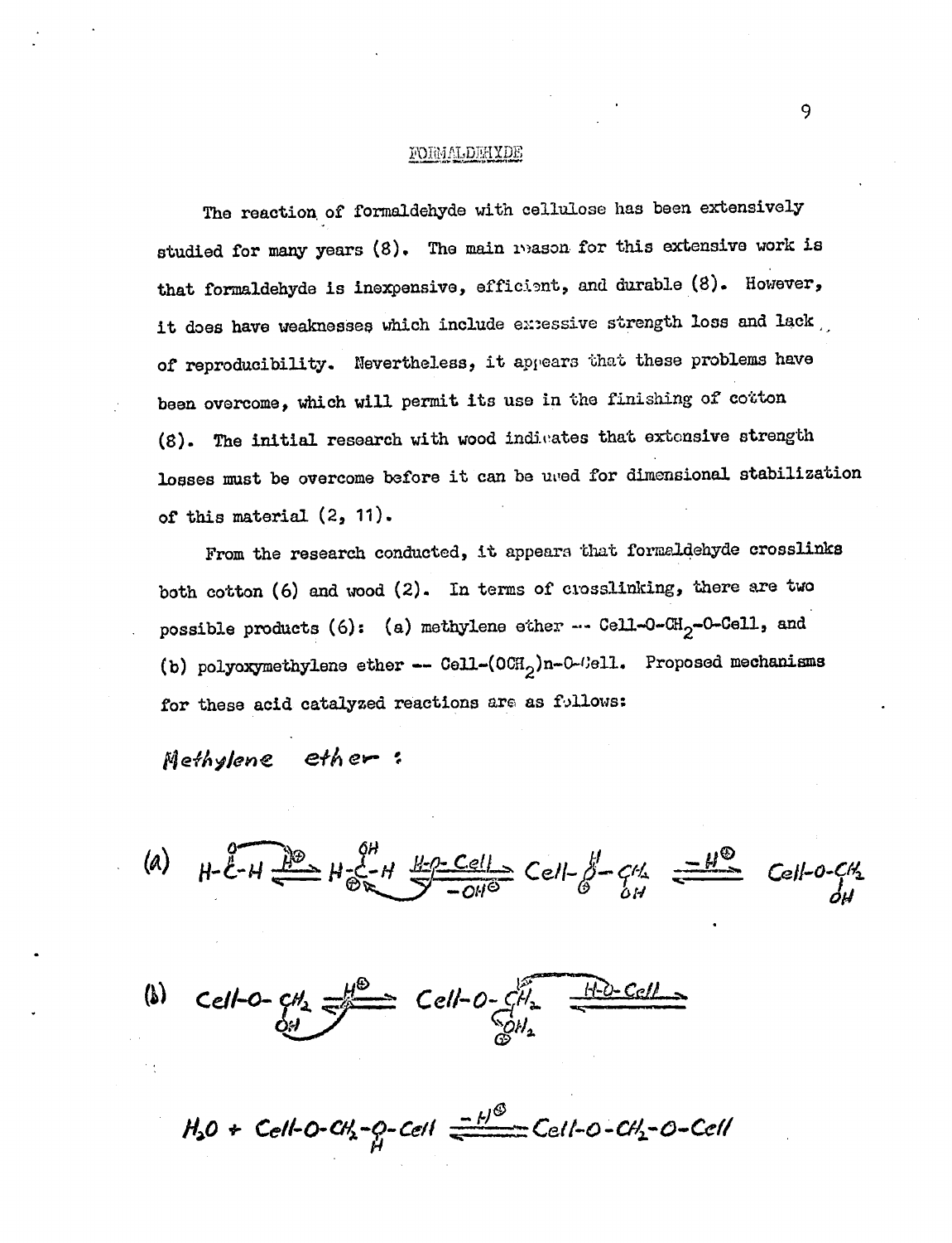## FORMALDEHYDE

The reaction of formaldehyde with cellulose has been extensively studied for many years (8). The main reason for this extensive work is that formaldehyde is inexpensive, efficient, and durable (8). However, it does have weaknesses which include excessive strength loss and lack of reproducibility. Nevertheless, it appears that these problems have been overcome, which will permit its use in the finishing of cotton (8). The initial research with wood indicates that extensive strength losses must be overcome before it can be used for dimensional stabilization of this material (2, 11).

From the research conducted, it appears that formaldehyde crosslinks both cotton (6) and wood (2). In terms of crosslinking, there are two possible products (6): (a) methylene ether -- Cell-O-$CH_2$-O-Cell, and (b) polyoxymethylene ether -- Cell-$(OCH_2)_n$-O-Cell. Proposed mechanisms for these acid catalyzed reactions are as follows:

*Methylene ether:*

(a)

$$H-\overset{O}{\overset{\|}{C}}-H \underset{}{\overset{H^{\oplus}}{\rightleftharpoons}} H-\underset{\oplus}{\overset{OH}{\overset{|}{C}}}-H \underset{-OH^{\ominus}}{\overset{H-O-Cell}{\rightleftharpoons}} Cell-\underset{\oplus}{\overset{H}{\overset{|}{O}}}-\underset{OH}{\underset{|}{CH_2}} \underset{}{\overset{-H^{\oplus}}{\rightleftharpoons}} Cell-O-\underset{OH}{\underset{|}{CH_2}}$$

(b)

$$Cell-O-\underset{OH}{\underset{|}{CH_2}} \overset{H^{\oplus}}{\rightleftharpoons} Cell-O-\underset{\overset{\oplus}{O}H_2}{\underset{|}{CH_2}} \overset{H-O-Cell}{\rightleftharpoons}$$

$$H_2O + Cell-O-CH_2-\underset{H}{\overset{\oplus}{\underset{|}{O}}}-Cell \overset{-H^{\oplus}}{\rightleftharpoons} Cell-O-CH_2-O-Cell$$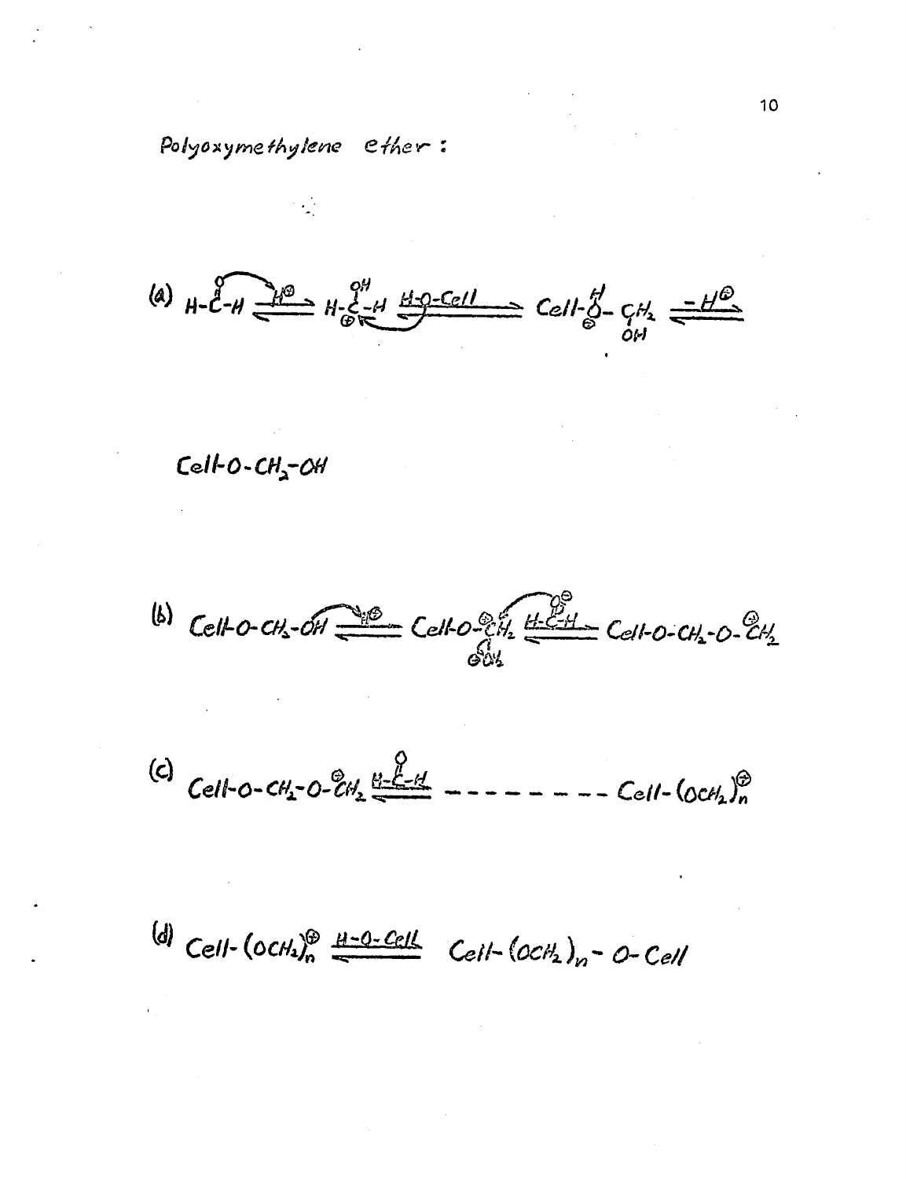Polyoxymethylene ether:

(a) $$H-\overset{O}{\overset{\|}{C}}-H \xrightleftharpoons{H^{\oplus}} H-\overset{OH}{\underset{\oplus}{C}}-H \xrightarrow{H-O-Cell} Cell-\underset{\ominus}{\overset{H}{O}}-\underset{OH}{CH_2} \xrightleftharpoons{-H^{\oplus}}$$

$$Cell-O-CH_2-OH$$

(b) $$Cell-O-CH_2-OH \xrightleftharpoons{H^{\oplus}} Cell-O-\overset{\oplus}{C}H_2 \xrightleftharpoons{H-\overset{O}{\overset{\|}{C}}-H} Cell-O-CH_2-O-\overset{\oplus}{C}H_2$$

(c) $$Cell-O-CH_2-O-\overset{\oplus}{C}H_2 \xrightleftharpoons{H-\overset{O}{\overset{\|}{C}}-H} \text{--------} \; Cell-(OCH_2)_n^{\oplus}$$

(d) $$Cell-(OCH_2)_n^{\oplus} \xrightleftharpoons{H-O-Cell} Cell-(OCH_2)_n-O-Cell$$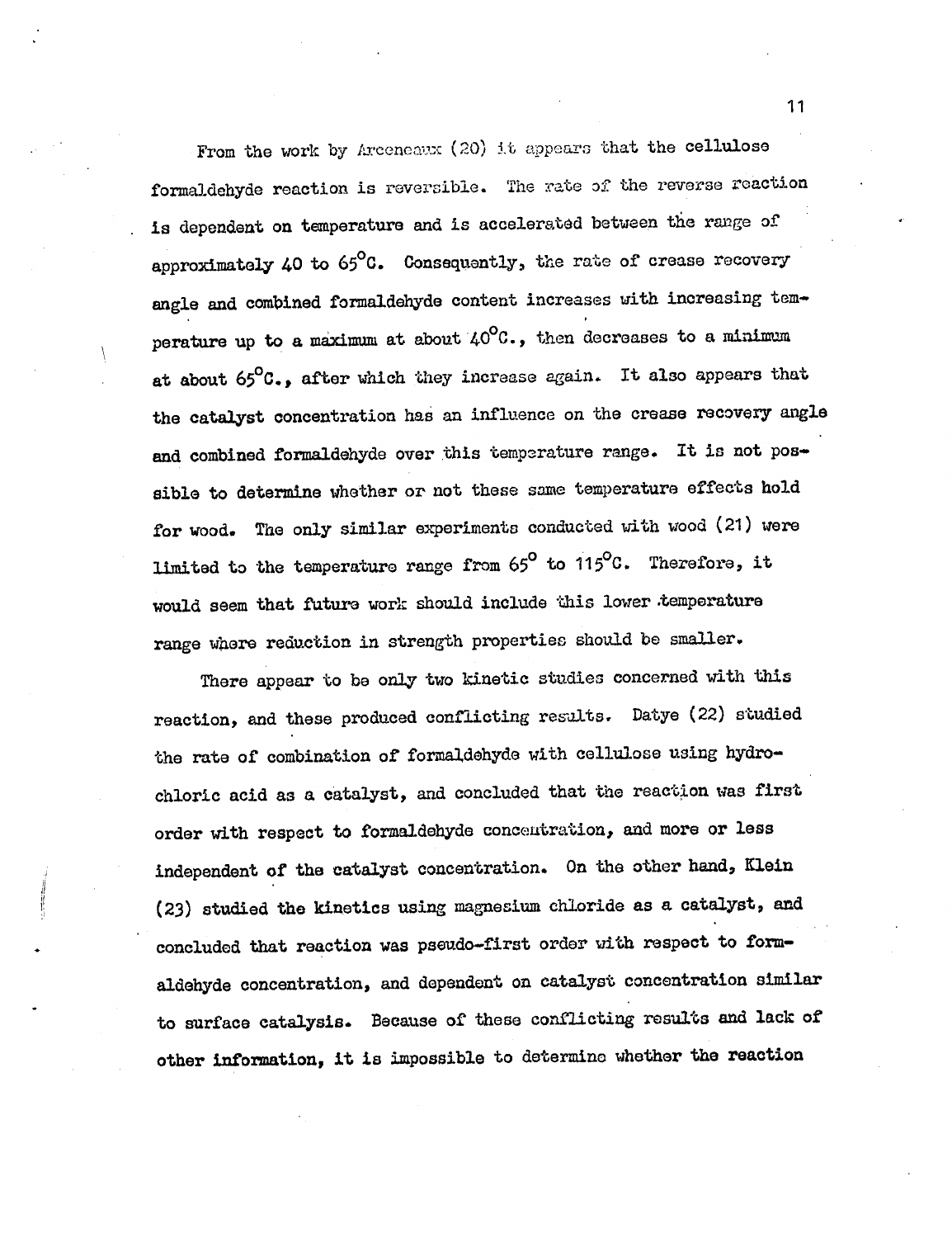From the work by Arceneaux (20) it appears that the cellulose formaldehyde reaction is reversible. The rate of the reverse reaction is dependent on temperature and is accelerated between the range of approximately 40 to 65°C. Consequently, the rate of crease recovery angle and combined formaldehyde content increases with increasing temperature up to a maximum at about 40°C., then decreases to a minimum at about 65°C., after which they increase again. It also appears that the catalyst concentration has an influence on the crease recovery angle and combined formaldehyde over this temperature range. It is not possible to determine whether or not these same temperature effects hold for wood. The only similar experiments conducted with wood (21) were limited to the temperature range from 65° to 115°C. Therefore, it would seem that future work should include this lower temperature range where reduction in strength properties should be smaller.

There appear to be only two kinetic studies concerned with this reaction, and these produced conflicting results. Datye (22) studied the rate of combination of formaldehyde with cellulose using hydrochloric acid as a catalyst, and concluded that the reaction was first order with respect to formaldehyde concentration, and more or less independent of the catalyst concentration. On the other hand, Klein (23) studied the kinetics using magnesium chloride as a catalyst, and concluded that reaction was pseudo-first order with respect to formaldehyde concentration, and dependent on catalyst concentration similar to surface catalysis. Because of these conflicting results and lack of other information, it is impossible to determine whether the reaction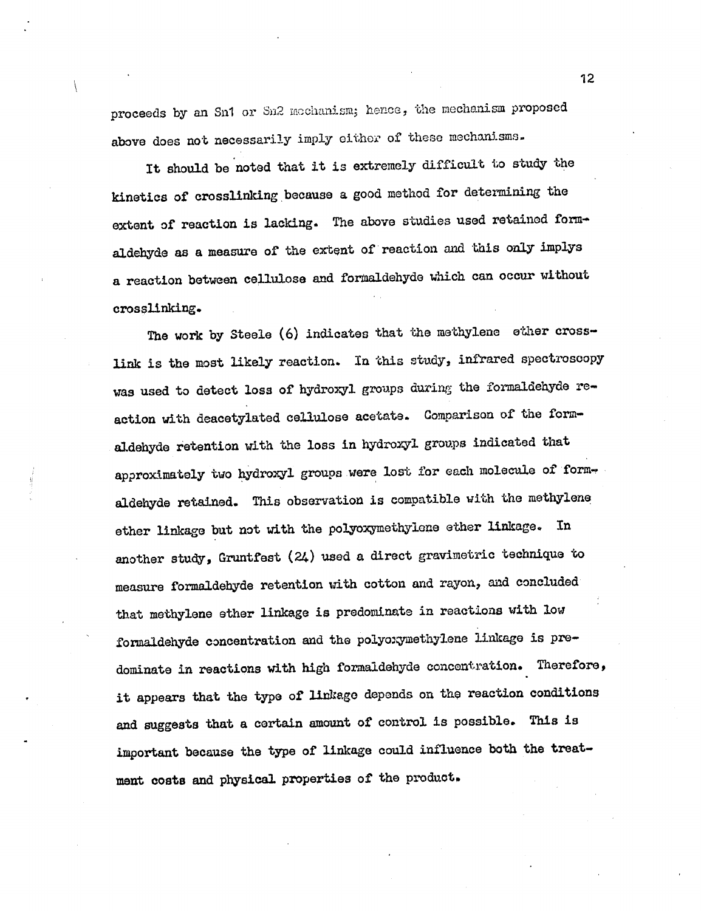proceeds by an Sn1 or Sn2 mechanism; hence, the mechanism proposed above does not necessarily imply either of these mechanisms.

It should be noted that it is extremely difficult to study the kinetics of crosslinking because a good method for determining the extent of reaction is lacking. The above studies used retained formaldehyde as a measure of the extent of reaction and this only implys a reaction between cellulose and formaldehyde which can occur without crosslinking.

The work by Steele (6) indicates that the methylene ether crosslink is the most likely reaction. In this study, infrared spectroscopy was used to detect loss of hydroxyl groups during the formaldehyde reaction with deacetylated cellulose acetate. Comparison of the formaldehyde retention with the loss in hydroxyl groups indicated that approximately two hydroxyl groups were lost for each molecule of formaldehyde retained. This observation is compatible with the methylene ether linkage but not with the polyoxymethylene ether linkage. In another study, Gruntfest (24) used a direct gravimetric technique to measure formaldehyde retention with cotton and rayon, and concluded that methylene ether linkage is predominate in reactions with low formaldehyde concentration and the polyoxymethylene linkage is predominate in reactions with high formaldehyde concentration. Therefore, it appears that the type of linkage depends on the reaction conditions and suggests that a certain amount of control is possible. This is important because the type of linkage could influence both the treatment costs and physical properties of the product.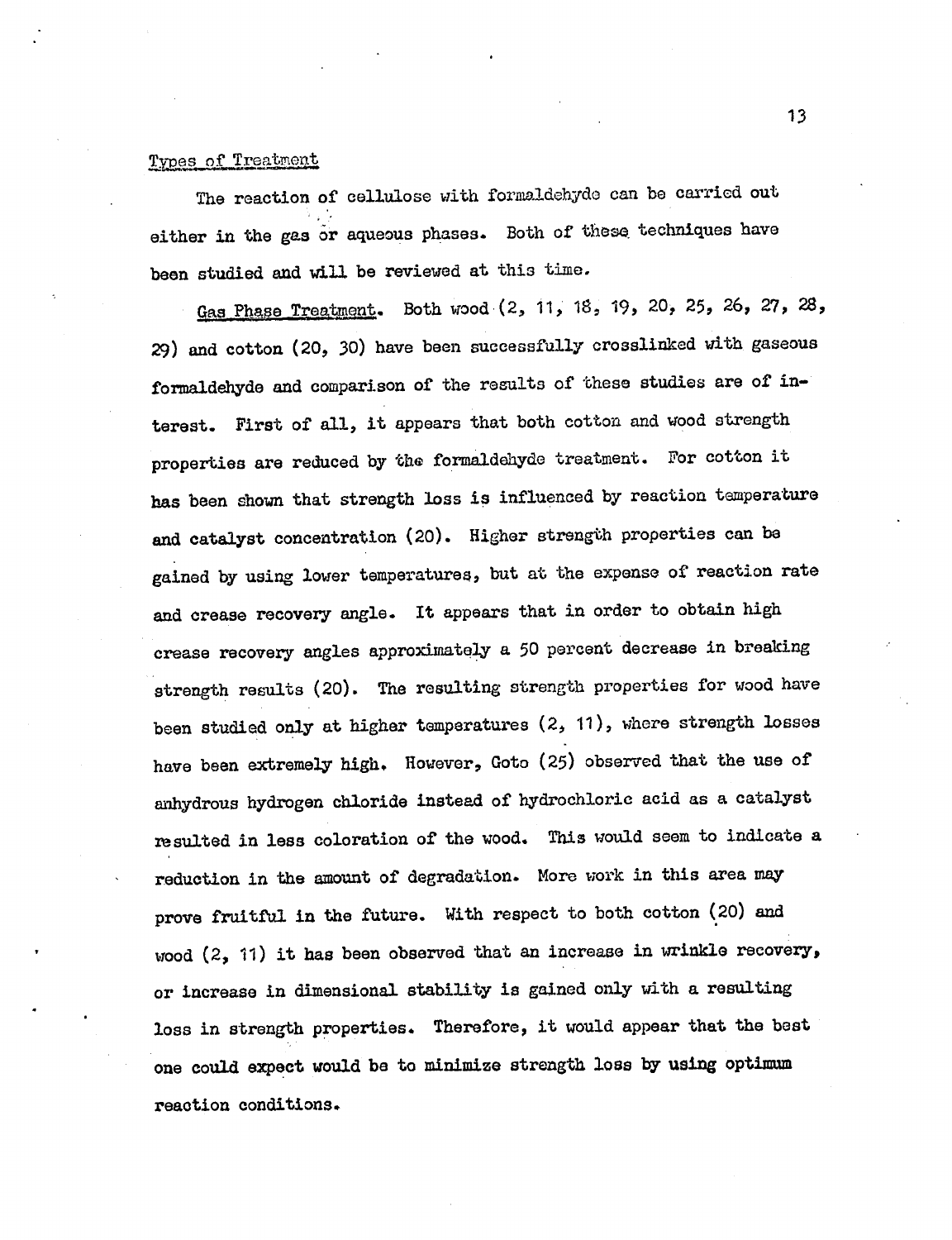## Types of Treatment

The reaction of cellulose with formaldehyde can be carried out either in the gas or aqueous phases. Both of these techniques have been studied and will be reviewed at this time.

Gas Phase Treatment. Both wood (2, 11, 18, 19, 20, 25, 26, 27, 28, 29) and cotton (20, 30) have been successfully crosslinked with gaseous formaldehyde and comparison of the results of these studies are of interest. First of all, it appears that both cotton and wood strength properties are reduced by the formaldehyde treatment. For cotton it has been shown that strength loss is influenced by reaction temperature and catalyst concentration (20). Higher strength properties can be gained by using lower temperatures, but at the expense of reaction rate and crease recovery angle. It appears that in order to obtain high crease recovery angles approximately a 50 percent decrease in breaking strength results (20). The resulting strength properties for wood have been studied only at higher temperatures (2, 11), where strength losses have been extremely high. However, Goto (25) observed that the use of anhydrous hydrogen chloride instead of hydrochloric acid as a catalyst resulted in less coloration of the wood. This would seem to indicate a reduction in the amount of degradation. More work in this area may prove fruitful in the future. With respect to both cotton (20) and wood (2, 11) it has been observed that an increase in wrinkle recovery, or increase in dimensional stability is gained only with a resulting loss in strength properties. Therefore, it would appear that the best one could expect would be to minimize strength loss by using optimum reaction conditions.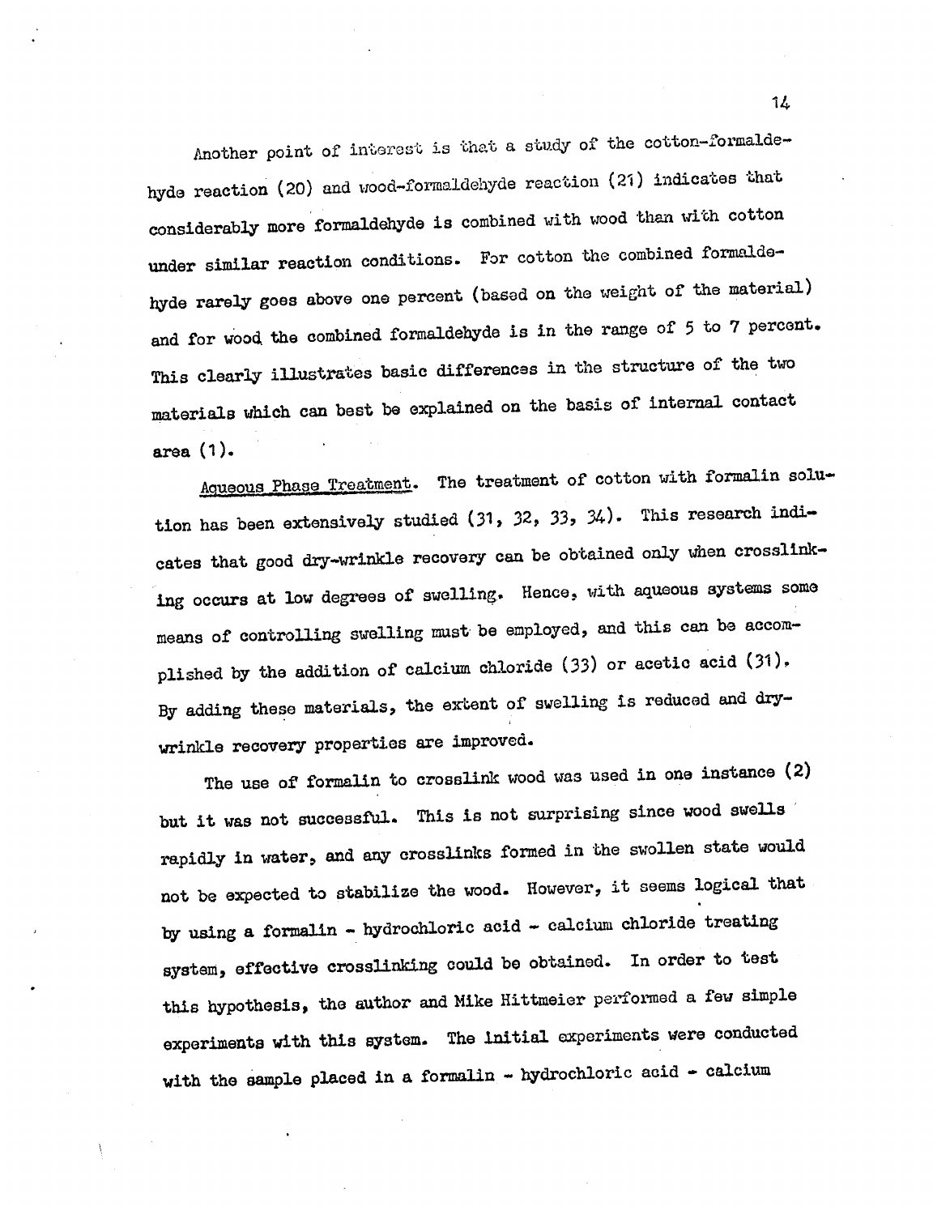Another point of interest is that a study of the cotton-formaldehyde reaction (20) and wood-formaldehyde reaction (21) indicates that considerably more formaldehyde is combined with wood than with cotton under similar reaction conditions. For cotton the combined formaldehyde rarely goes above one percent (based on the weight of the material) and for wood the combined formaldehyde is in the range of 5 to 7 percent. This clearly illustrates basic differences in the structure of the two materials which can best be explained on the basis of internal contact area (1).

Aqueous Phase Treatment. The treatment of cotton with formalin solution has been extensively studied (31, 32, 33, 34). This research indicates that good dry-wrinkle recovery can be obtained only when crosslinking occurs at low degrees of swelling. Hence, with aqueous systems some means of controlling swelling must be employed, and this can be accomplished by the addition of calcium chloride (33) or acetic acid (31). By adding these materials, the extent of swelling is reduced and dry-wrinkle recovery properties are improved.

The use of formalin to crosslink wood was used in one instance (2) but it was not successful. This is not surprising since wood swells rapidly in water, and any crosslinks formed in the swollen state would not be expected to stabilize the wood. However, it seems logical that by using a formalin - hydrochloric acid - calcium chloride treating system, effective crosslinking could be obtained. In order to test this hypothesis, the author and Mike Hittmeier performed a few simple experiments with this system. The initial experiments were conducted with the sample placed in a formalin - hydrochloric acid - calcium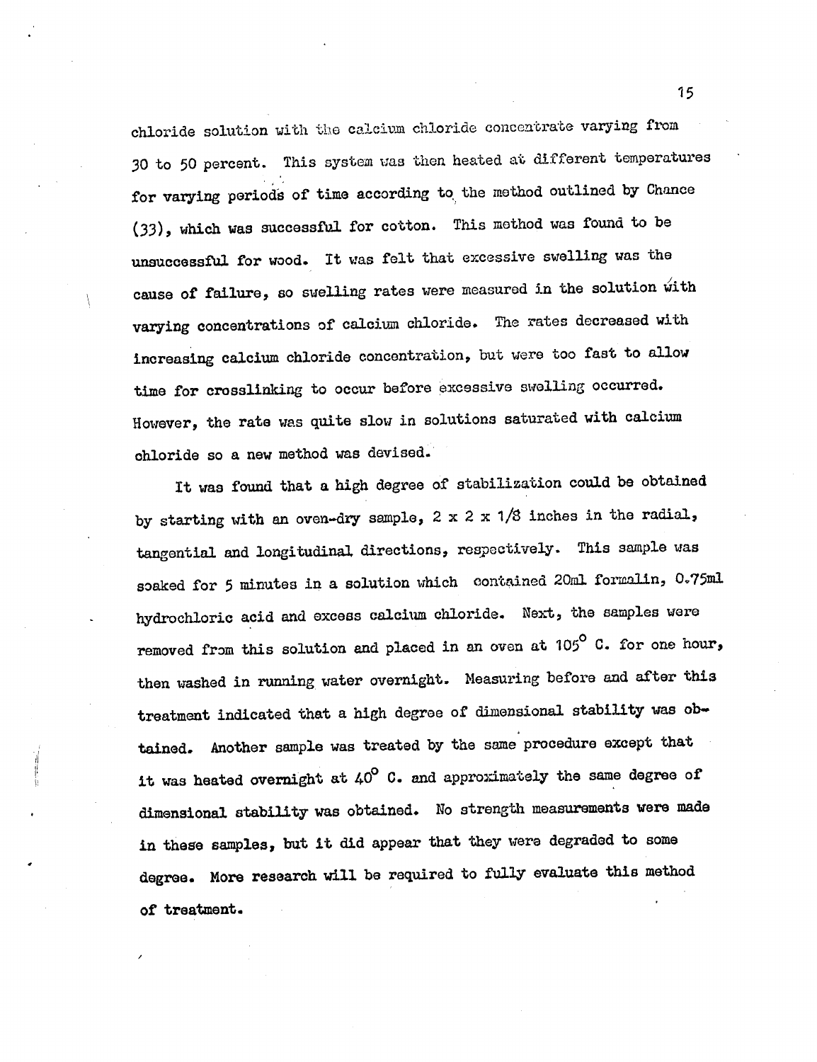chloride solution with the calcium chloride concentrate varying from 30 to 50 percent. This system was then heated at different temperatures for varying periods of time according to the method outlined by Chance (33), which was successful for cotton. This method was found to be unsuccessful for wood. It was felt that excessive swelling was the cause of failure, so swelling rates were measured in the solution with varying concentrations of calcium chloride. The rates decreased with increasing calcium chloride concentration, but were too fast to allow time for crosslinking to occur before excessive swelling occurred. However, the rate was quite slow in solutions saturated with calcium chloride so a new method was devised.

It was found that a high degree of stabilization could be obtained by starting with an oven-dry sample, 2 x 2 x 1/8 inches in the radial, tangential and longitudinal directions, respectively. This sample was soaked for 5 minutes in a solution which contained 20ml formalin, 0.75ml hydrochloric acid and excess calcium chloride. Next, the samples were removed from this solution and placed in an oven at 105° C. for one hour, then washed in running water overnight. Measuring before and after this treatment indicated that a high degree of dimensional stability was obtained. Another sample was treated by the same procedure except that it was heated overnight at 40° C. and approximately the same degree of dimensional stability was obtained. No strength measurements were made in these samples, but it did appear that they were degraded to some degree. More research will be required to fully evaluate this method of treatment.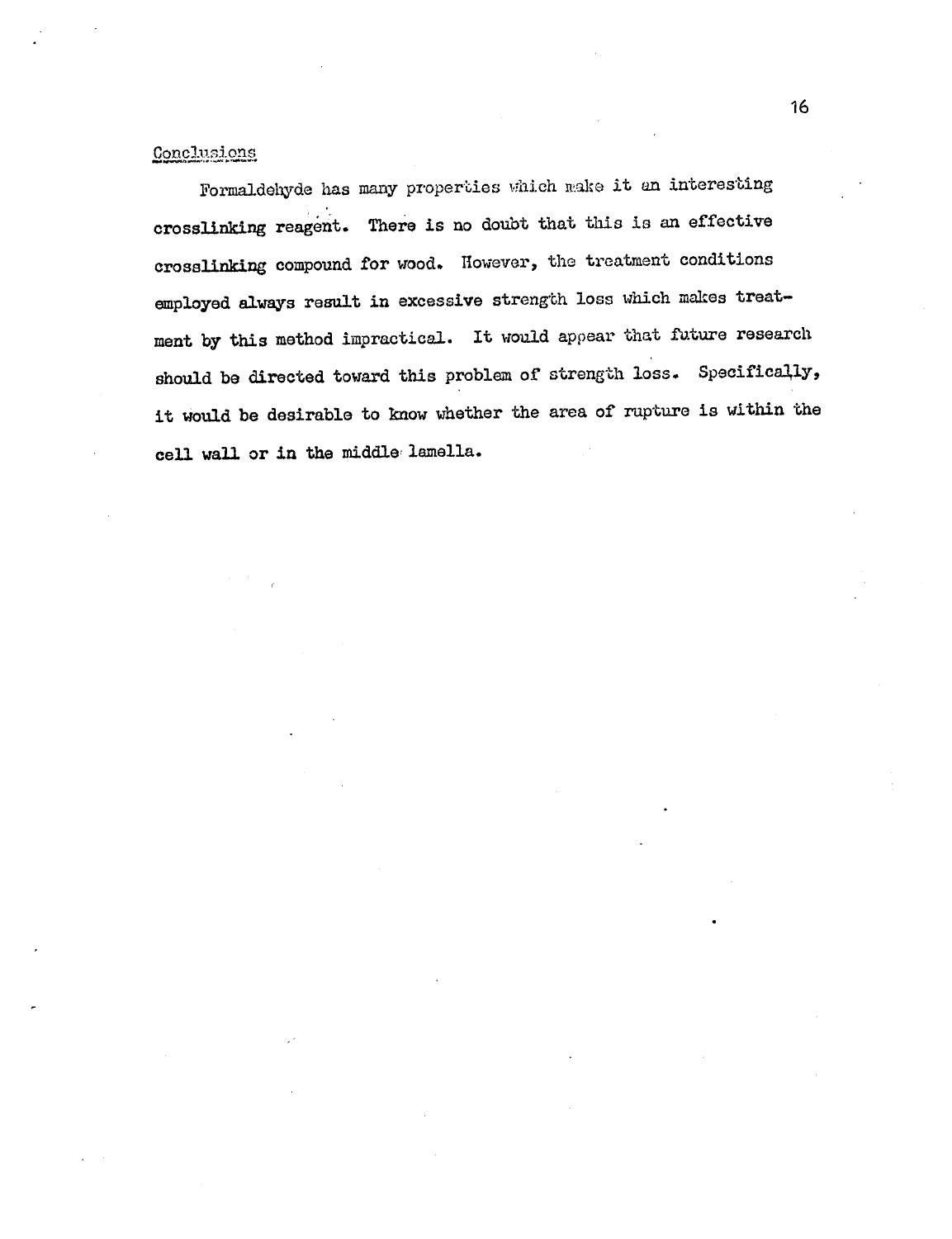## Conclusions

Formaldehyde has many properties which make it an interesting crosslinking reagent. There is no doubt that this is an effective crosslinking compound for wood. However, the treatment conditions employed always result in excessive strength loss which makes treatment by this method impractical. It would appear that future research should be directed toward this problem of strength loss. Specifically, it would be desirable to know whether the area of rupture is within the cell wall or in the middle lamella.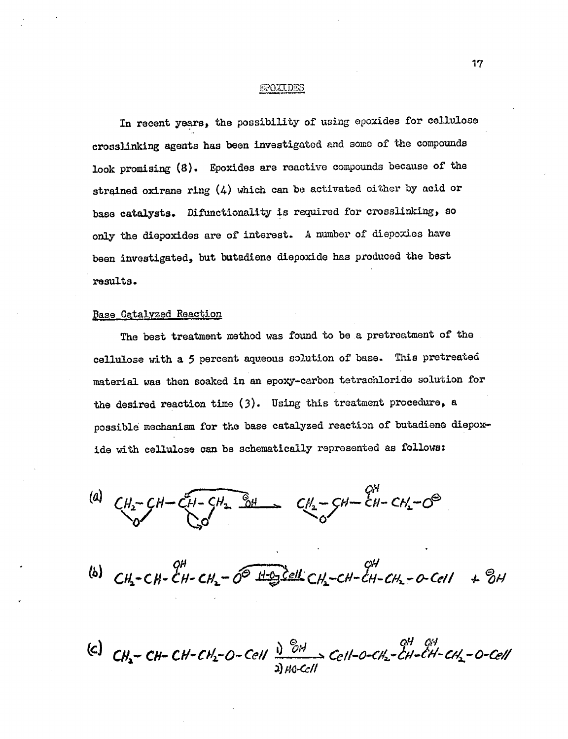## EPOXIDES

In recent years, the possibility of using epoxides for cellulose crosslinking agents has been investigated and some of the compounds look promising (8). Epoxides are reactive compounds because of the strained oxirane ring (4) which can be activated either by acid or base catalysts. Difunctionality is required for crosslinking, so only the diepoxides are of interest. A number of diepoxies have been investigated, but butadiene diepoxide has produced the best results.

### Base Catalyzed Reaction

The best treatment method was found to be a pretreatment of the cellulose with a 5 percent aqueous solution of base. This pretreated material was then soaked in an epoxy-carbon tetrachloride solution for the desired reaction time (3). Using this treatment procedure, a possible mechanism for the base catalyzed reaction of butadiene diepoxide with cellulose can be schematically represented as follows:

$$\text{(a)}\quad \underset{\backslash O /}{CH_2-CH}-\underset{\backslash O /}{CH-CH_2} \xrightarrow{\;^{\ominus}OH\;} \underset{\backslash O /}{CH_2-CH}-\overset{OH}{\overset{|}{CH}}-CH_2-O^{\ominus}$$

$$\text{(b)}\quad CH_2-CH-\overset{OH}{\overset{|}{CH}}-CH_2-O^{\ominus} \xrightarrow{H-O-Cell} CH_2-CH-\overset{OH}{\overset{|}{CH}}-CH_2-O-Cell \; + \; ^{\ominus}OH$$

$$\text{(c)}\quad CH_2-CH-CH-CH_2-O-Cell \xrightarrow[\text{2) } HO-Cell]{\text{1) } ^{\ominus}OH} Cell-O-CH_2-\overset{OH}{\overset{|}{CH}}-\overset{OH}{\overset{|}{CH}}-CH_2-O-Cell$$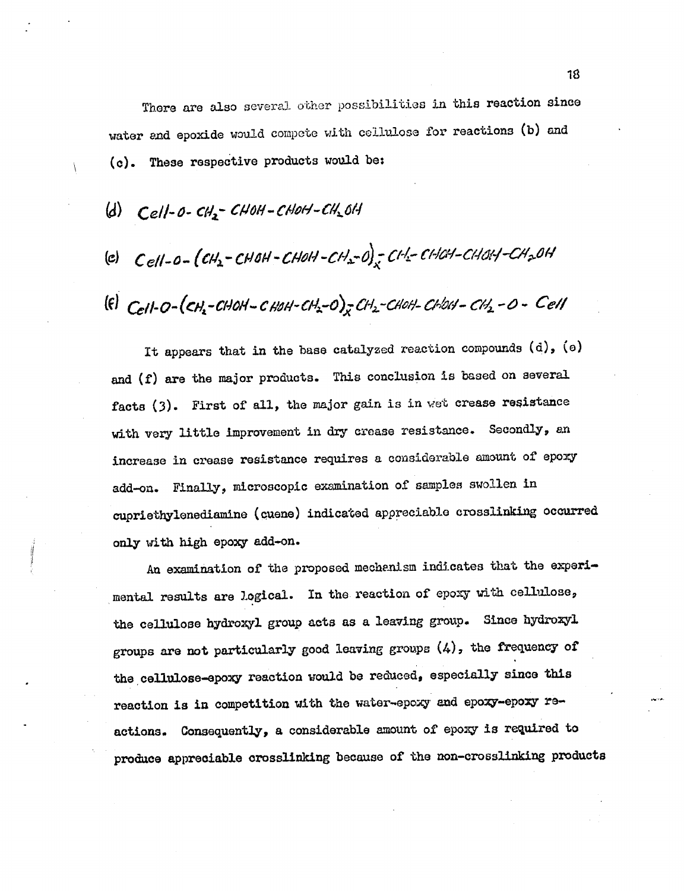There are also several other possibilities in this reaction since water and epoxide would compete with cellulose for reactions (b) and (c). These respective products would be:

(d) $Cell\text{-}O\text{-}CH_2\text{-}CHOH\text{-}CHOH\text{-}CH_2OH$

(e) $Cell\text{-}O\text{-}(CH_2\text{-}CHOH\text{-}CHOH\text{-}CH_2\text{-}O)_x\text{-}CH_2\text{-}CHOH\text{-}CHOH\text{-}CH_2OH$

(f) $Cell\text{-}O\text{-}(CH_2\text{-}CHOH\text{-}CHOH\text{-}CH_2\text{-}O)_x\text{-}CH_2\text{-}CHOH\text{-}CHOH\text{-}CH_2\text{-}O\text{-}Cell$

It appears that in the base catalyzed reaction compounds (d), (e) and (f) are the major products. This conclusion is based on several facts (3). First of all, the major gain is in wet crease resistance with very little improvement in dry crease resistance. Secondly, an increase in crease resistance requires a considerable amount of epoxy add-on. Finally, microscopic examination of samples swollen in cupriethylenediamine (cuene) indicated appreciable crosslinking occurred only with high epoxy add-on.

An examination of the proposed mechanism indicates that the experimental results are logical. In the reaction of epoxy with cellulose, the cellulose hydroxyl group acts as a leaving group. Since hydroxyl groups are not particularly good leaving groups (4), the frequency of the cellulose-epoxy reaction would be reduced, especially since this reaction is in competition with the water-epoxy and epoxy-epoxy reactions. Consequently, a considerable amount of epoxy is required to produce appreciable crosslinking because of the non-crosslinking products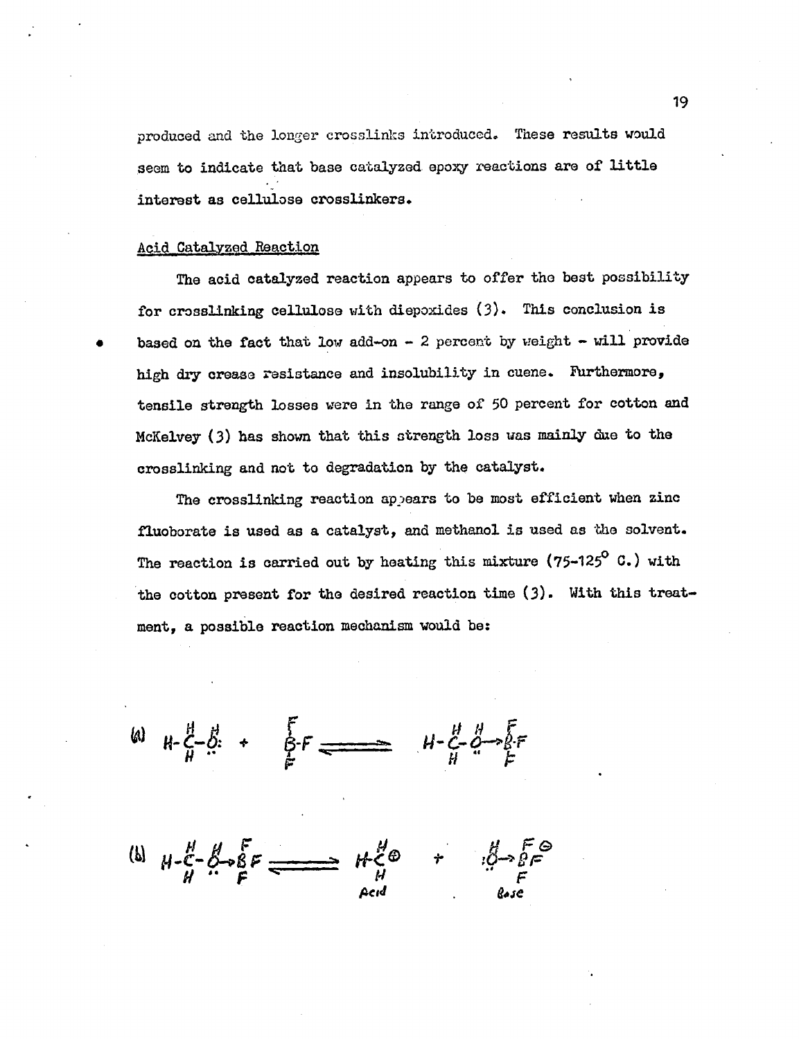produced and the longer crosslinks introduced. These results would seem to indicate that base catalyzed epoxy reactions are of little interest as cellulose crosslinkers.

## Acid Catalyzed Reaction

The acid catalyzed reaction appears to offer the best possibility for crosslinking cellulose with diepoxides (3). This conclusion is based on the fact that low add-on - 2 percent by weight - will provide high dry crease resistance and insolubility in cuene. Furthermore, tensile strength losses were in the range of 50 percent for cotton and McKelvey (3) has shown that this strength loss was mainly due to the crosslinking and not to degradation by the catalyst.

The crosslinking reaction appears to be most efficient when zinc fluoborate is used as a catalyst, and methanol is used as the solvent. The reaction is carried out by heating this mixture (75-125° C.) with the cotton present for the desired reaction time (3). With this treatment, a possible reaction mechanism would be:

(a) $$H_3C{-}\ddot{O}H + BF_3 \rightleftharpoons H_3C{-}\ddot{O}(H){\rightarrow}BF_3$$

(b) $$H_3C{-}\ddot{O}(H){\rightarrow}BF_3 \rightleftharpoons \underset{\text{Acid}}{CH_3^{\oplus}} + \underset{\text{Base}}{[H\ddot{O}{\rightarrow}BF_3]^{\ominus}}$$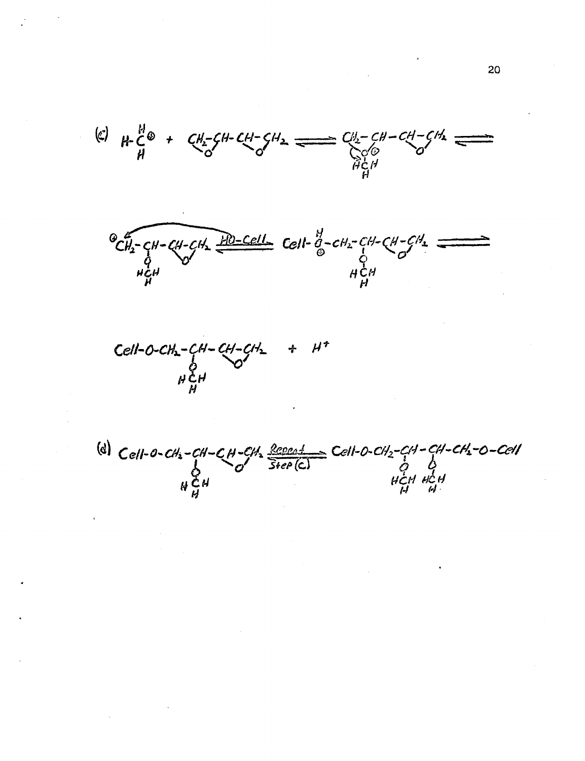(c)

$$H\text{-}\overset{H}{\underset{H}{C}}^{\oplus} + \underbrace{CH_2\text{-}CH}_{O}\text{-}\underbrace{CH\text{-}CH_2}_{O} \rightleftharpoons \underbrace{CH_2\text{-}CH}_{\underset{HCH}{\overset{|}{O^{\oplus}}}}\text{-}\underbrace{CH\text{-}CH_2}_{O} \rightleftharpoons$$

$$^{\oplus}CH_2\text{-}\underset{\underset{\underset{H}{HCH}}{|}}{\underset{O}{|}}{CH}\text{-}\underbrace{CH\text{-}CH_2}_{O} \overset{HO\text{-}Cell}{\rightleftharpoons} Cell\text{-}\overset{H}{\underset{\oplus}{O}}\text{-}CH_2\text{-}\underset{\underset{\underset{H}{HCH}}{|}}{\underset{O}{|}}{CH}\text{-}\underbrace{CH\text{-}CH_2}_{O} \rightleftharpoons$$

$$Cell\text{-}O\text{-}CH_2\text{-}\underset{\underset{\underset{H}{HCH}}{|}}{\underset{O}{|}}{CH}\text{-}\underbrace{CH\text{-}CH_2}_{O} + H^{+}$$

(d)

$$Cell\text{-}O\text{-}CH_2\text{-}\underset{\underset{\underset{H}{HCH}}{|}}{\underset{O}{|}}{CH}\text{-}\underbrace{CH\text{-}CH_2}_{O} \xrightarrow[\text{Step (c)}]{\text{Repeat}} Cell\text{-}O\text{-}CH_2\text{-}\underset{\underset{\underset{H}{HCH}}{|}}{\underset{O}{|}}{CH}\text{-}\underset{\underset{\underset{H}{HCH}}{|}}{\underset{O}{|}}{CH}\text{-}CH_2\text{-}O\text{-}Cell$$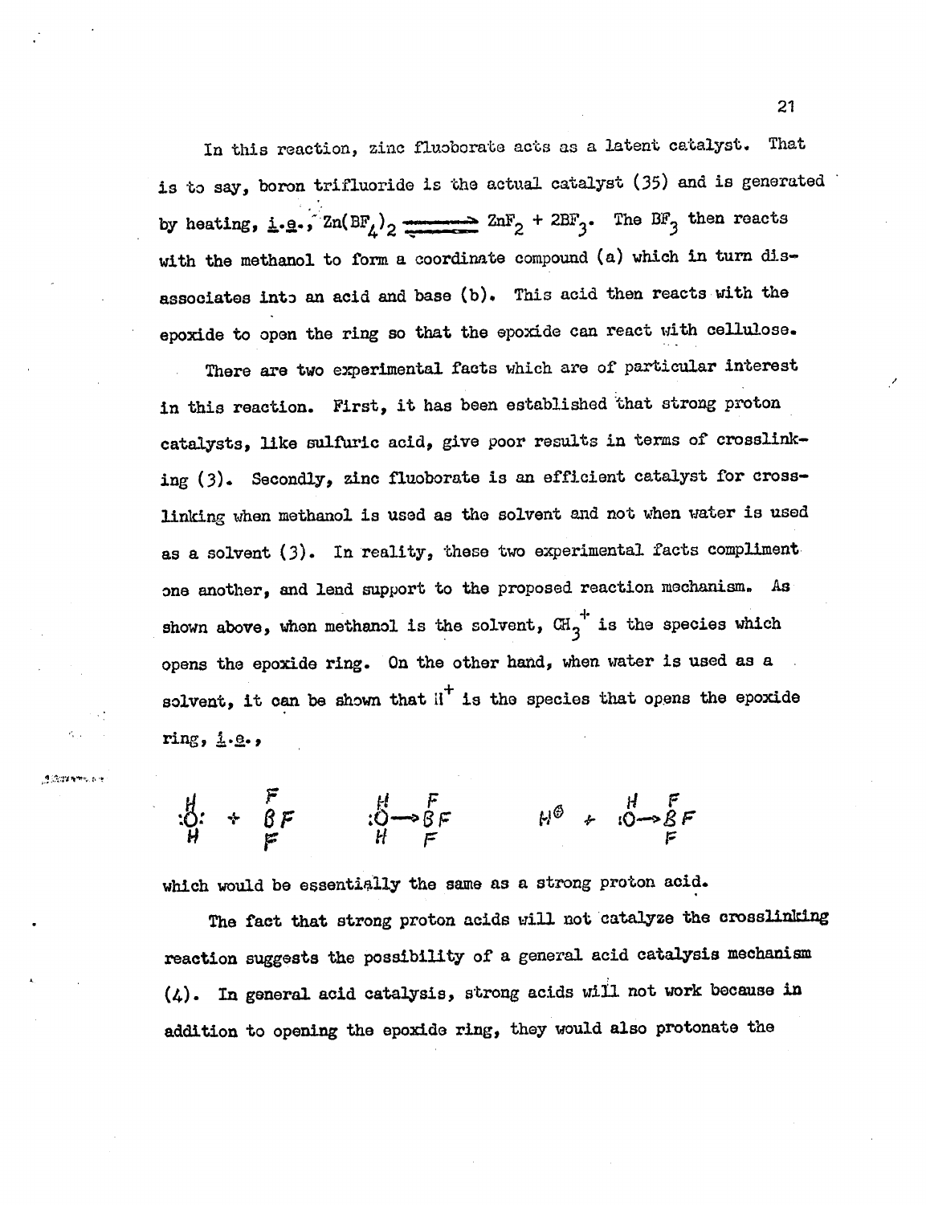In this reaction, zinc fluoborate acts as a latent catalyst. That is to say, boron trifluoride is the actual catalyst (35) and is generated by heating, *i.e.*, $Zn(BF_4)_2 \rightleftharpoons ZnF_2 + 2BF_3$. The $BF_3$ then reacts with the methanol to form a coordinate compound (a) which in turn dis-associates into an acid and base (b). This acid then reacts with the epoxide to open the ring so that the epoxide can react with cellulose.

There are two experimental facts which are of particular interest in this reaction. First, it has been established that strong proton catalysts, like sulfuric acid, give poor results in terms of crosslinking (3). Secondly, zinc fluoborate is an efficient catalyst for crosslinking when methanol is used as the solvent and not when water is used as a solvent (3). In reality, these two experimental facts compliment one another, and lend support to the proposed reaction mechanism. As shown above, when methanol is the solvent, $CH_3^+$ is the species which opens the epoxide ring. On the other hand, when water is used as a solvent, it can be shown that $H^+$ is the species that opens the epoxide ring, *i.e.*,

$$H_2\ddot{O}: + BF_3 \qquad H_2\ddot{O}\rightarrow BF_3 \qquad H^{\oplus} + H\ddot{O}\rightarrow BF_3$$

which would be essentially the same as a strong proton acid.

The fact that strong proton acids will not catalyze the crosslinking reaction suggests the possibility of a general acid catalysis mechanism (4). In general acid catalysis, strong acids will not work because in addition to opening the epoxide ring, they would also protonate the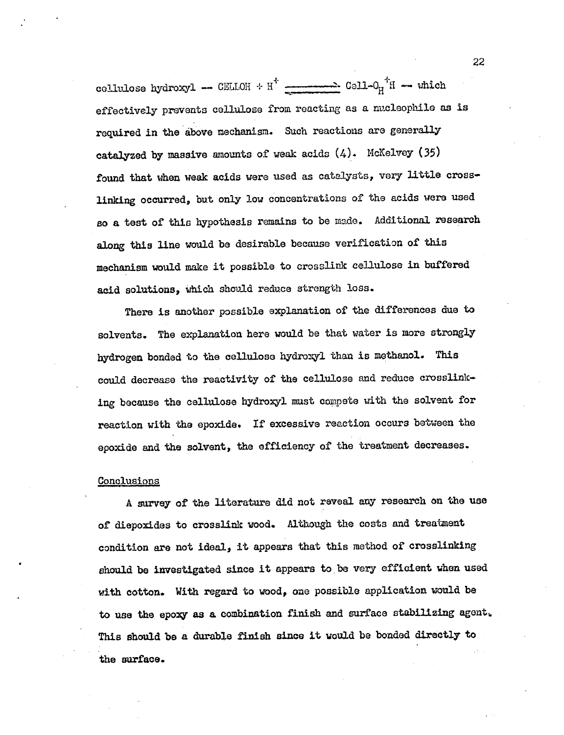cellulose hydroxyl — $CELLOH + H^+ \longrightarrow Cell\text{-}O_H^+H$ — which effectively prevents cellulose from reacting as a nucleophile as is required in the above mechanism. Such reactions are generally catalyzed by massive amounts of weak acids (4). McKelvey (35) found that when weak acids were used as catalysts, very little crosslinking occurred, but only low concentrations of the acids were used so a test of this hypothesis remains to be made. Additional research along this line would be desirable because verification of this mechanism would make it possible to crosslink cellulose in buffered acid solutions, which should reduce strength loss.

There is another possible explanation of the differences due to solvents. The explanation here would be that water is more strongly hydrogen bonded to the cellulose hydroxyl than is methanol. This could decrease the reactivity of the cellulose and reduce crosslinking because the cellulose hydroxyl must compete with the solvent for reaction with the epoxide. If excessive reaction occurs between the epoxide and the solvent, the efficiency of the treatment decreases.

## Conclusions

A survey of the literature did not reveal any research on the use of diepoxides to crosslink wood. Although the costs and treatment condition are not ideal, it appears that this method of crosslinking should be investigated since it appears to be very efficient when used with cotton. With regard to wood, one possible application would be to use the epoxy as a combination finish and surface stabilizing agent. This should be a durable finish since it would be bonded directly to the surface.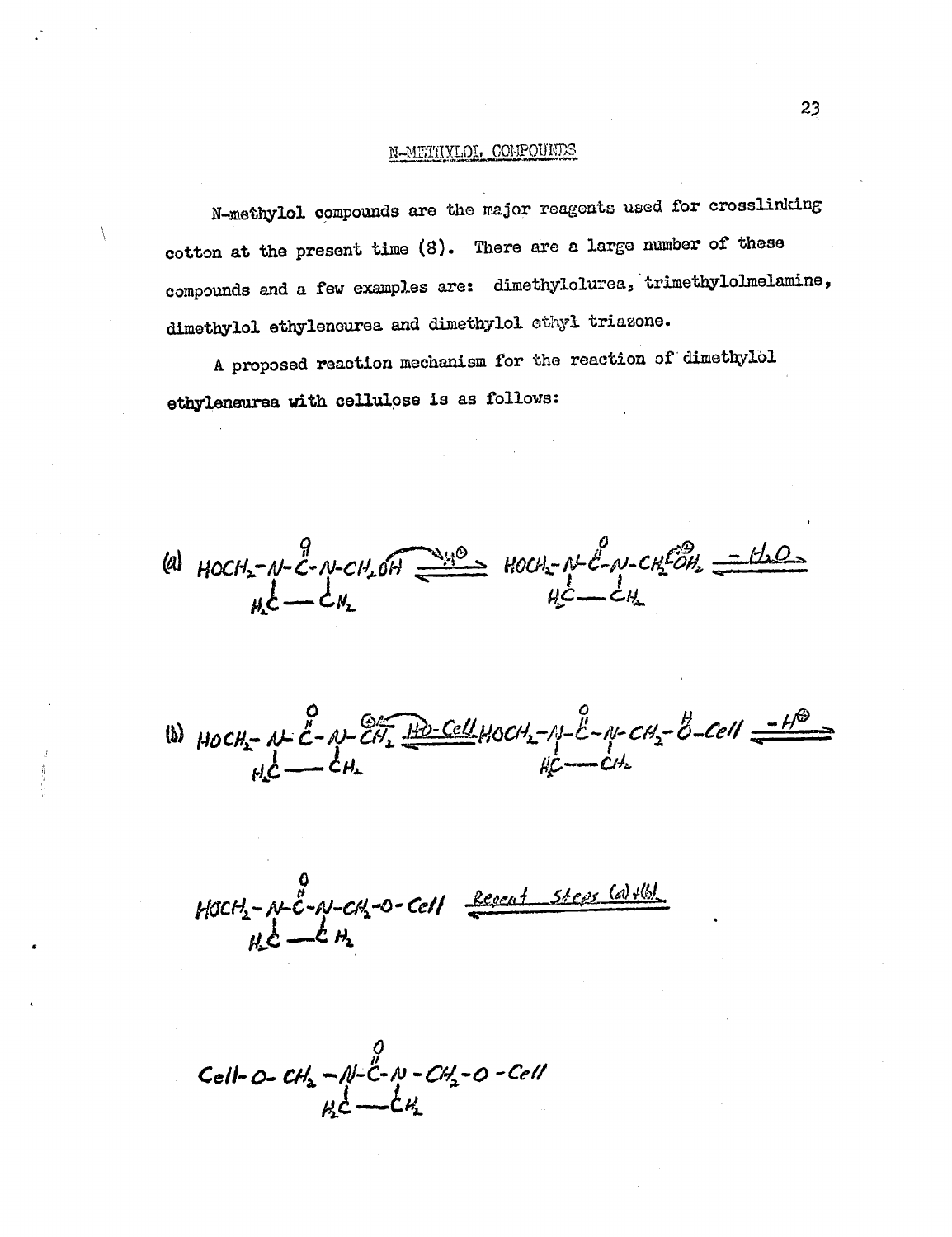## N-METHYLOL COMPOUNDS

N-methylol compounds are the major reagents used for crosslinking cotton at the present time (8). There are a large number of these compounds and a few examples are: dimethylolurea, trimethylolmelamine, dimethylol ethyleneurea and dimethylol ethyl triazone.

A proposed reaction mechanism for the reaction of dimethylol ethyleneurea with cellulose is as follows:

(a) $HOCH_2-N(-CH_2-CH_2-)N-CH_2OH$ (with $C=O$ between the two N atoms) $\underset{}{\overset{H^{\oplus}}{\rightleftharpoons}}$ $HOCH_2-N-\overset{O}{\overset{\|}{C}}-N-CH_2-\overset{\oplus}{O}H_2$ (ring $H_2C-CH_2$) $\underset{}{\overset{-H_2O}{\rightleftharpoons}}$

(b) $HOCH_2-N-\overset{O}{\overset{\|}{C}}-N-\overset{\oplus}{C}H_2$ (ring $H_2C-CH_2$) $\underset{}{\overset{HO-Cell}{\rightleftharpoons}}$ $HOCH_2-N-\overset{O}{\overset{\|}{C}}-N-CH_2-\overset{H}{\overset{|}{O}}{}^{\oplus}-Cell$ (ring $H_2C-CH_2$) $\underset{}{\overset{-H^{\oplus}}{\rightleftharpoons}}$

$HOCH_2-N-\overset{O}{\overset{\|}{C}}-N-CH_2-O-Cell$ (ring $H_2C-CH_2$) $\xrightarrow{\text{Repeat Steps (a)+(b)}}$

$Cell-O-CH_2-N-\overset{O}{\overset{\|}{C}}-N-CH_2-O-Cell$ (ring $H_2C-CH_2$)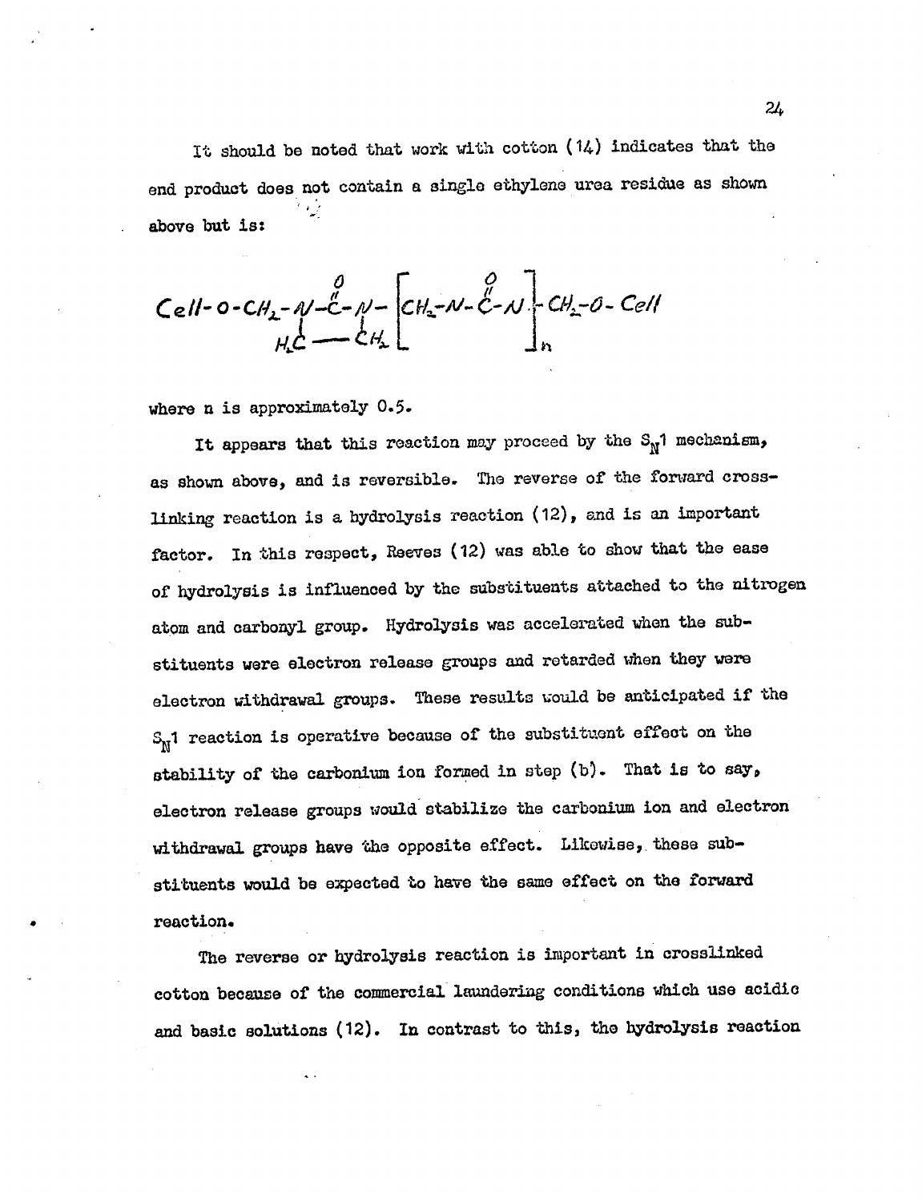It should be noted that work with cotton (14) indicates that the end product does not contain a single ethylene urea residue as shown above but is:

$$Cell-O-CH_2-\underset{H_2C\text{———}CH_2}{N-\overset{O}{\overset{\|}{C}}-N}-\left[CH_2-N-\overset{O}{\overset{\|}{C}}-N\right]_n-CH_2-O-Cell$$

where n is approximately 0.5.

It appears that this reaction may proceed by the $S_N1$ mechanism, as shown above, and is reversible. The reverse of the forward cross-linking reaction is a hydrolysis reaction (12), and is an important factor. In this respect, Reeves (12) was able to show that the ease of hydrolysis is influenced by the substituents attached to the nitrogen atom and carbonyl group. Hydrolysis was accelerated when the substituents were electron release groups and retarded when they were electron withdrawal groups. These results would be anticipated if the $S_N1$ reaction is operative because of the substituent effect on the stability of the carbonium ion formed in step (b). That is to say, electron release groups would stabilize the carbonium ion and electron withdrawal groups have the opposite effect. Likewise, these substituents would be expected to have the same effect on the forward reaction.

The reverse or hydrolysis reaction is important in crosslinked cotton because of the commercial laundering conditions which use acidic and basic solutions (12). In contrast to this, the hydrolysis reaction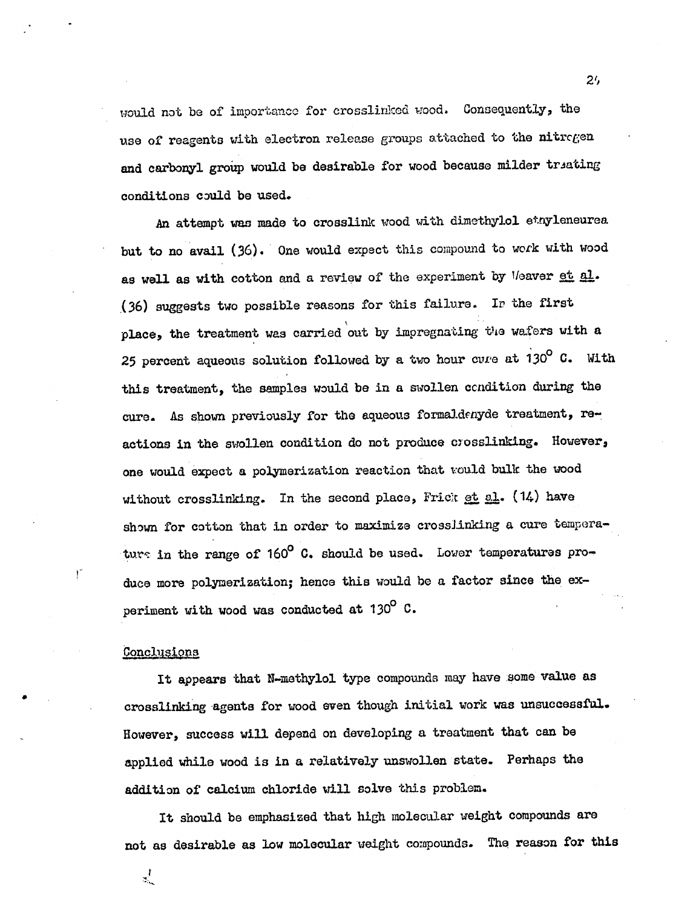would not be of importance for crosslinked wood. Consequently, the use of reagents with electron release groups attached to the nitrogen and carbonyl group would be desirable for wood because milder treating conditions could be used.

An attempt was made to crosslink wood with dimethylol ethyleneurea but to no avail (36). One would expect this compound to work with wood as well as with cotton and a review of the experiment by Weaver et al. (36) suggests two possible reasons for this failure. In the first place, the treatment was carried out by impregnating the wafers with a 25 percent aqueous solution followed by a two hour cure at 130° C. With this treatment, the samples would be in a swollen condition during the cure. As shown previously for the aqueous formaldehyde treatment, reactions in the swollen condition do not produce crosslinking. However, one would expect a polymerization reaction that would bulk the wood without crosslinking. In the second place, Frick et al. (14) have shown for cotton that in order to maximize crosslinking a cure temperature in the range of 160° C. should be used. Lower temperatures produce more polymerization; hence this would be a factor since the experiment with wood was conducted at 130° C.

## Conclusions

It appears that N-methylol type compounds may have some value as crosslinking agents for wood even though initial work was unsuccessful. However, success will depend on developing a treatment that can be applied while wood is in a relatively unswollen state. Perhaps the addition of calcium chloride will solve this problem.

It should be emphasized that high molecular weight compounds are not as desirable as low molecular weight compounds. The reason for this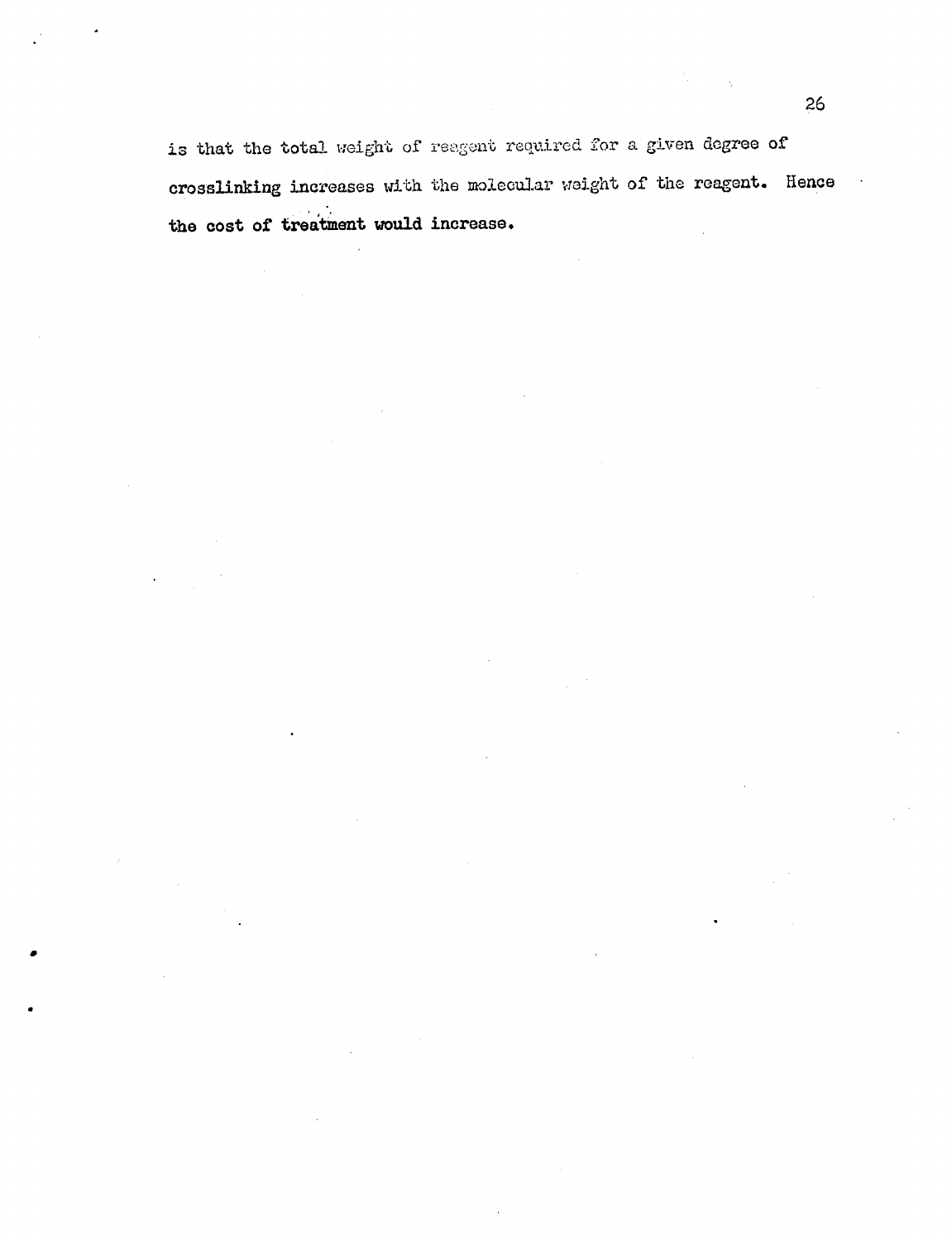is that the total weight of reagent required for a given degree of crosslinking increases with the molecular weight of the reagent. Hence the cost of treatment would increase.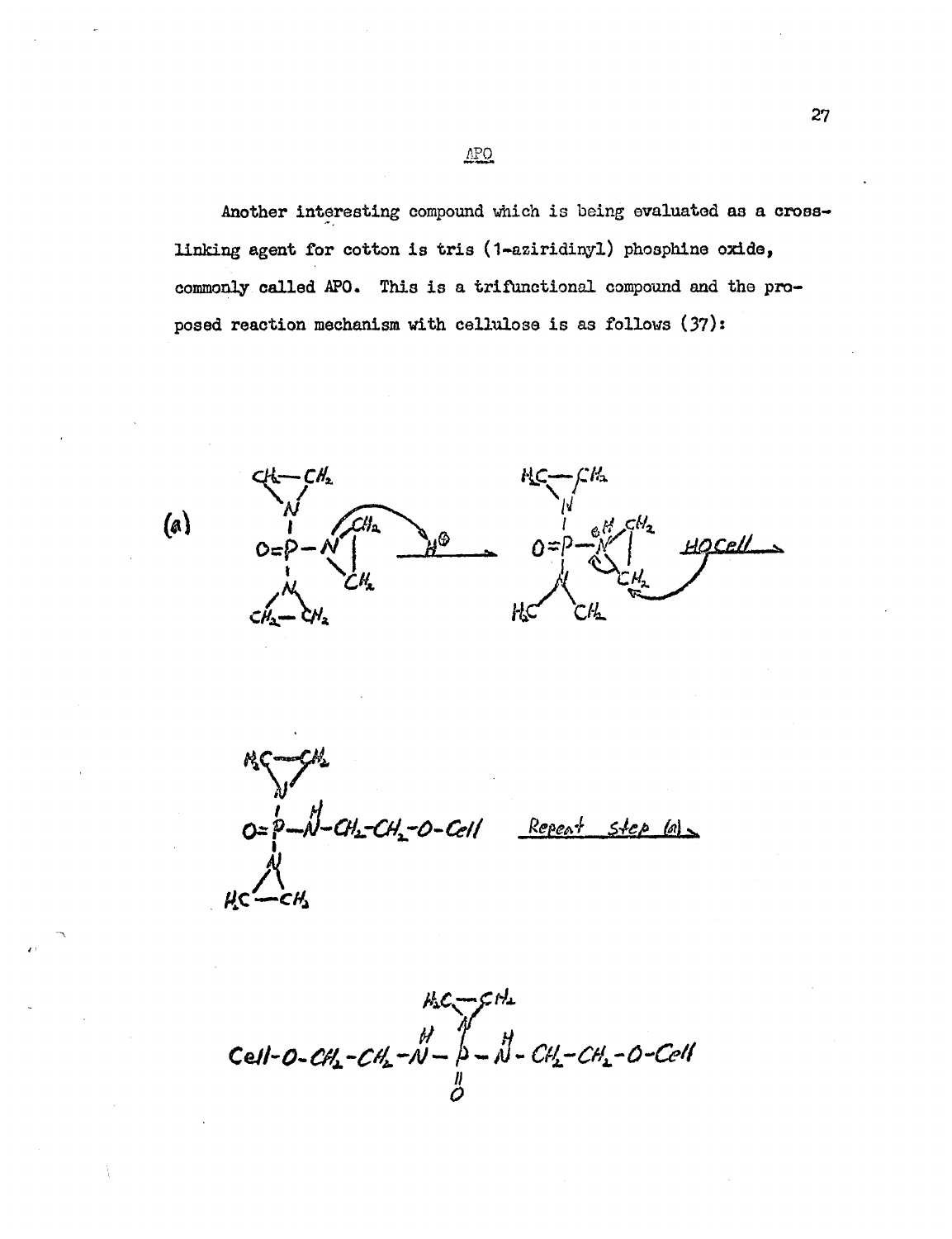## APO

Another interesting compound which is being evaluated as a cross-linking agent for cotton is tris (1-aziridinyl) phosphine oxide, commonly called APO. This is a trifunctional compound and the proposed reaction mechanism with cellulose is as follows (37):

(a)

$$O{=}P(N(CH_2)_2)_3 \xrightarrow{H^{\oplus}} O{=}P(N(CH_2)_2)_2-\overset{\oplus}{N}H(CH_2)_2 \xrightarrow{HOCell}$$

$$O{=}P(N(CH_2)_2)_2-NH-CH_2-CH_2-O-Cell \quad \underline{\text{Repeat step (a)}}$$

$$Cell-O-CH_2-CH_2-NH-\underset{\underset{O}{\|}}{P}(N(CH_2)_2)-NH-CH_2-CH_2-O-Cell$$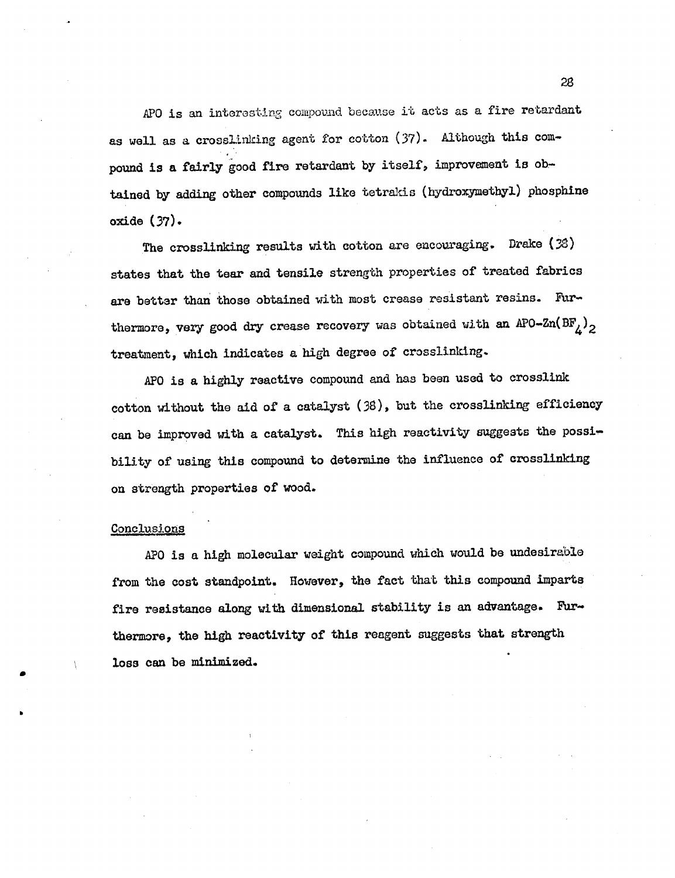APO is an interesting compound because it acts as a fire retardant as well as a crosslinking agent for cotton (37). Although this compound is a fairly good fire retardant by itself, improvement is obtained by adding other compounds like tetrakis (hydroxymethyl) phosphine oxide (37).

The crosslinking results with cotton are encouraging. Drake (38) states that the tear and tensile strength properties of treated fabrics are better than those obtained with most crease resistant resins. Furthermore, very good dry crease recovery was obtained with an APO-$Zn(BF_4)_2$ treatment, which indicates a high degree of crosslinking.

APO is a highly reactive compound and has been used to crosslink cotton without the aid of a catalyst (38), but the crosslinking efficiency can be improved with a catalyst. This high reactivity suggests the possibility of using this compound to determine the influence of crosslinking on strength properties of wood.

## Conclusions

APO is a high molecular weight compound which would be undesirable from the cost standpoint. However, the fact that this compound imparts fire resistance along with dimensional stability is an advantage. Furthermore, the high reactivity of this reagent suggests that strength loss can be minimized.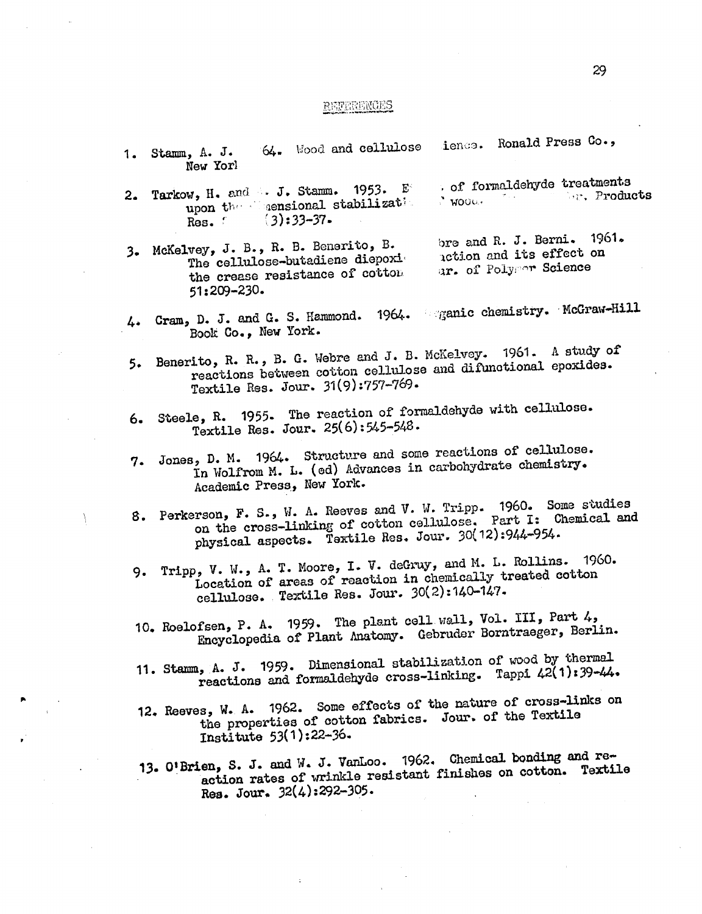## REFERENCES

1. Stamm, A. J. 64. Wood and cellulose ience. Ronald Press Co., New York

2. Tarkow, H. and . J. Stamm. 1953. E of formaldehyde treatments upon th ensional stabilizat wood. r. Products Res. (3):33-37.

3. McKelvey, J. B., R. B. Benerito, B. bre and R. J. Berni. 1961. The cellulose-butadiene diepoxi action and its effect on the crease resistance of cotton ur. of Polymer Science 51:209-230.

4. Cram, D. J. and G. S. Hammond. 1964. ganic chemistry. McGraw-Hill Book Co., New York.

5. Benerito, R. R., B. G. Webre and J. B. McKelvey. 1961. A study of reactions between cotton cellulose and difunctional epoxides. Textile Res. Jour. 31(9):757-769.

6. Steele, R. 1955. The reaction of formaldehyde with cellulose. Textile Res. Jour. 25(6):545-548.

7. Jones, D. M. 1964. Structure and some reactions of cellulose. In Wolfrom M. L. (ed) Advances in carbohydrate chemistry. Academic Press, New York.

8. Perkerson, F. S., W. A. Reeves and V. W. Tripp. 1960. Some studies on the cross-linking of cotton cellulose. Part I: Chemical and physical aspects. Textile Res. Jour. 30(12):944-954.

9. Tripp, V. W., A. T. Moore, I. V. deGruy, and M. L. Rollins. 1960. Location of areas of reaction in chemically treated cotton cellulose. Textile Res. Jour. 30(2):140-147.

10. Roelofsen, P. A. 1959. The plant cell wall, Vol. III, Part 4, Encyclopedia of Plant Anatomy. Gebruder Borntraeger, Berlin.

11. Stamm, A. J. 1959. Dimensional stabilization of wood by thermal reactions and formaldehyde cross-linking. Tappi 42(1):39-44.

12. Reeves, W. A. 1962. Some effects of the nature of cross-links on the properties of cotton fabrics. Jour. of the Textile Institute 53(1):22-36.

13. O'Brien, S. J. and W. J. VanLoo. 1962. Chemical bonding and reaction rates of wrinkle resistant finishes on cotton. Textile Res. Jour. 32(4):292-305.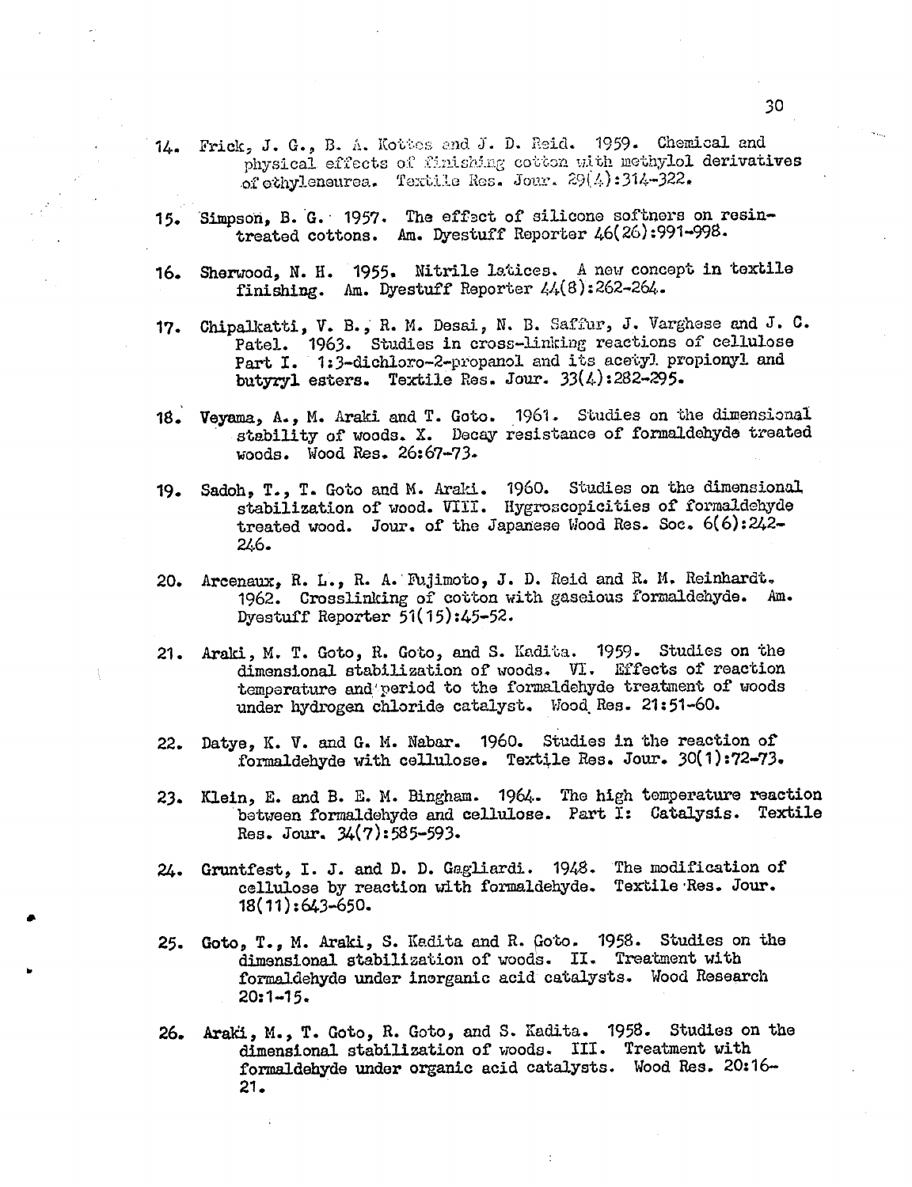14. Frick, J. G., B. A. Kottes and J. D. Reid. 1959. Chemical and physical effects of finishing cotton with methylol derivatives of ethyleneurea. Textile Res. Jour. 29(4):314-322.

15. Simpson, B. G. 1957. The effect of silicone softners on resin-treated cottons. Am. Dyestuff Reporter 46(26):991-998.

16. Sherwood, N. H. 1955. Nitrile latices. A new concept in textile finishing. Am. Dyestuff Reporter 44(8):262-264.

17. Chipalkatti, V. B., R. M. Desai, N. B. Saffur, J. Varghese and J. C. Patel. 1963. Studies in cross-linking reactions of cellulose Part I. 1:3-dichloro-2-propanol and its acetyl propionyl and butyryl esters. Textile Res. Jour. 33(4):282-295.

18. Veyama, A., M. Araki and T. Goto. 1961. Studies on the dimensional stability of woods. X. Decay resistance of formaldehyde treated woods. Wood Res. 26:67-73.

19. Sadoh, T., T. Goto and M. Araki. 1960. Studies on the dimensional stabilization of wood. VIII. Hygroscopicities of formaldehyde treated wood. Jour. of the Japanese Wood Res. Soc. 6(6):242-246.

20. Arceneaux, R. L., R. A. Fujimoto, J. D. Reid and R. M. Reinhardt. 1962. Crosslinking of cotton with gaseious formaldehyde. Am. Dyestuff Reporter 51(15):45-52.

21. Araki, M. T. Goto, R. Goto, and S. Kadita. 1959. Studies on the dimensional stabilization of woods. VI. Effects of reaction temperature and period to the formaldehyde treatment of woods under hydrogen chloride catalyst. Wood Res. 21:51-60.

22. Datye, K. V. and G. M. Nabar. 1960. Studies in the reaction of formaldehyde with cellulose. Textile Res. Jour. 30(1):72-73.

23. Klein, E. and B. E. M. Bingham. 1964. The high temperature reaction between formaldehyde and cellulose. Part I: Catalysis. Textile Res. Jour. 34(7):585-593.

24. Gruntfest, I. J. and D. D. Gagliardi. 1948. The modification of cellulose by reaction with formaldehyde. Textile Res. Jour. 18(11):643-650.

25. Goto, T., M. Araki, S. Kadita and R. Goto. 1958. Studies on the dimensional stabilization of woods. II. Treatment with formaldehyde under inorganic acid catalysts. Wood Research 20:1-15.

26. Araki, M., T. Goto, R. Goto, and S. Kadita. 1958. Studies on the dimensional stabilization of woods. III. Treatment with formaldehyde under organic acid catalysts. Wood Res. 20:16-21.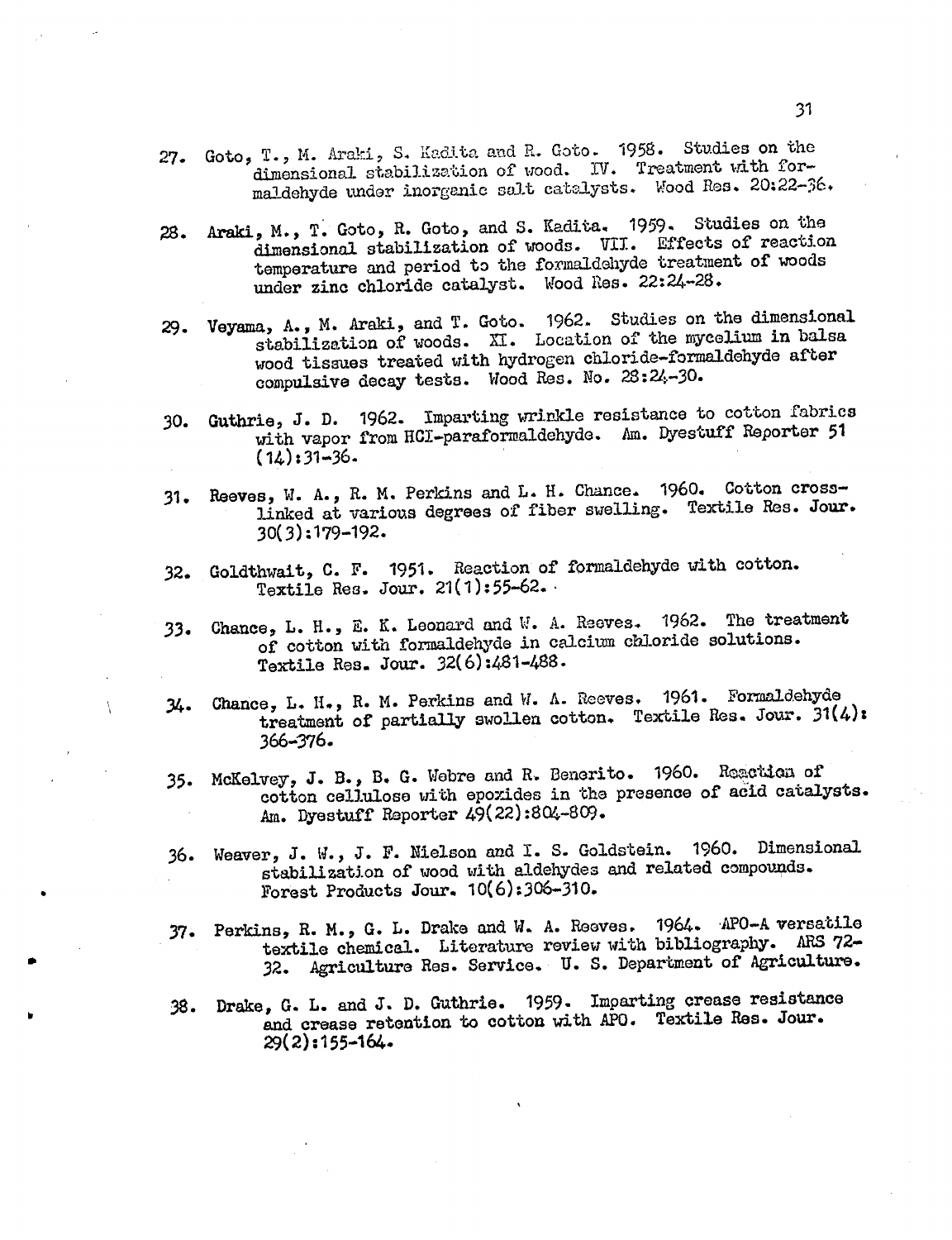27. Goto, T., M. Araki, S. Kadita and R. Goto. 1958. Studies on the dimensional stabilization of wood. IV. Treatment with formaldehyde under inorganic salt catalysts. Wood Res. 20:22-36.

28. Araki, M., T. Goto, R. Goto, and S. Kadita. 1959. Studies on the dimensional stabilization of woods. VII. Effects of reaction temperature and period to the formaldehyde treatment of woods under zinc chloride catalyst. Wood Res. 22:24-28.

29. Veyama, A., M. Araki, and T. Goto. 1962. Studies on the dimensional stabilization of woods. XI. Location of the mycelium in balsa wood tissues treated with hydrogen chloride-formaldehyde after compulsive decay tests. Wood Res. No. 28:24-30.

30. Guthrie, J. D. 1962. Imparting wrinkle resistance to cotton fabrics with vapor from HCl-paraformaldehyde. Am. Dyestuff Reporter 51 (14):31-36.

31. Reeves, W. A., R. M. Perkins and L. H. Chance. 1960. Cotton cross-linked at various degrees of fiber swelling. Textile Res. Jour. 30(3):179-192.

32. Goldthwait, C. F. 1951. Reaction of formaldehyde with cotton. Textile Res. Jour. 21(1):55-62.

33. Chance, L. H., E. K. Leonard and W. A. Reeves. 1962. The treatment of cotton with formaldehyde in calcium chloride solutions. Textile Res. Jour. 32(6):481-488.

34. Chance, L. H., R. M. Perkins and W. A. Reeves. 1961. Formaldehyde treatment of partially swollen cotton. Textile Res. Jour. 31(4): 366-376.

35. McKelvey, J. B., B. G. Webre and R. Benerito. 1960. Reaction of cotton cellulose with epoxides in the presence of acid catalysts. Am. Dyestuff Reporter 49(22):804-809.

36. Weaver, J. W., J. F. Nielson and I. S. Goldstein. 1960. Dimensional stabilization of wood with aldehydes and related compounds. Forest Products Jour. 10(6):306-310.

37. Perkins, R. M., G. L. Drake and W. A. Reeves. 1964. APO-A versatile textile chemical. Literature review with bibliography. ARS 72-32. Agriculture Res. Service. U. S. Department of Agriculture.

38. Drake, G. L. and J. D. Guthrie. 1959. Imparting crease resistance and crease retention to cotton with APO. Textile Res. Jour. 29(2):155-164.